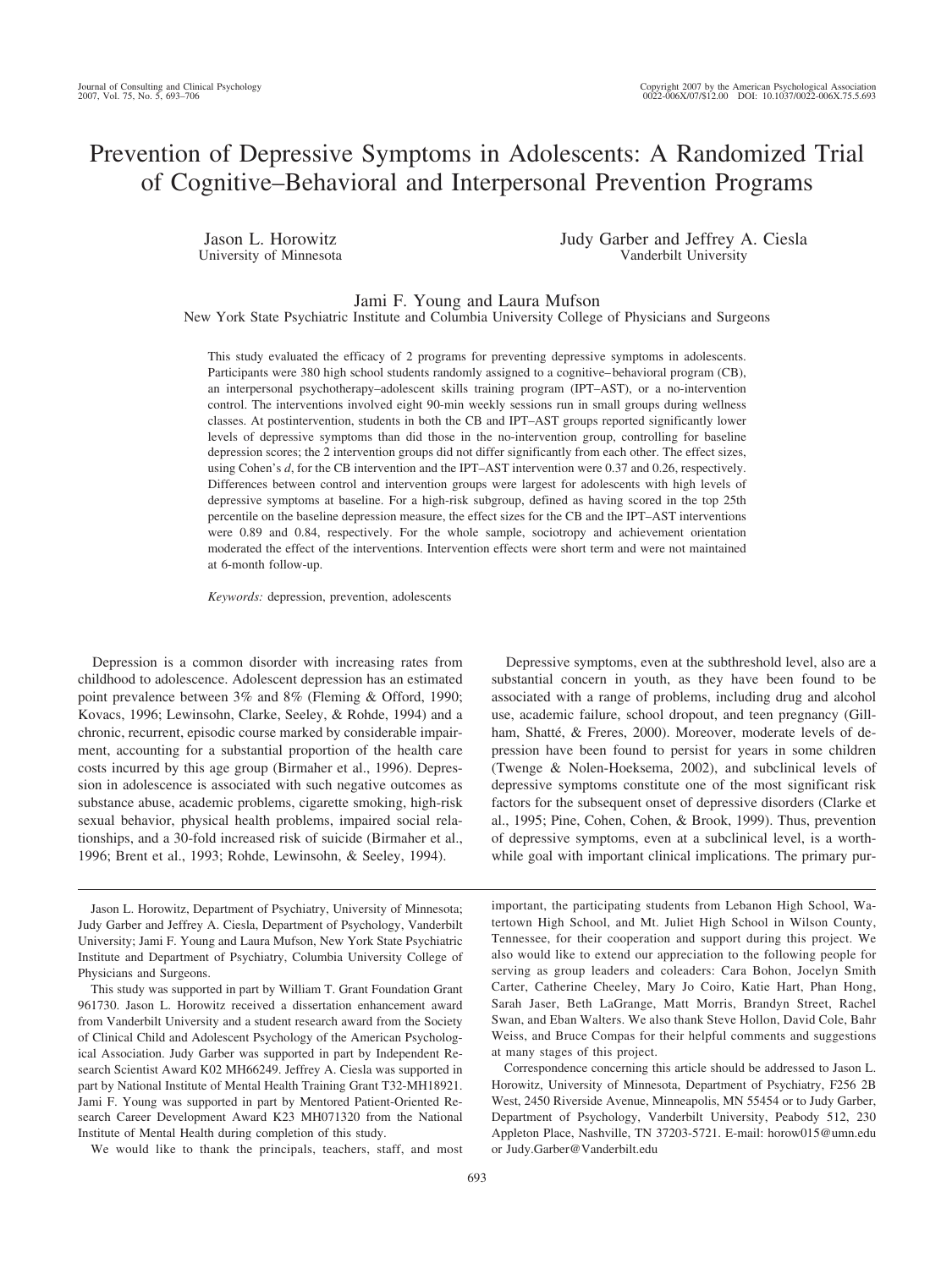# Prevention of Depressive Symptoms in Adolescents: A Randomized Trial of Cognitive–Behavioral and Interpersonal Prevention Programs

Jason L. Horowitz
University of Minnesota

Judy Garber and Jeffrey A. Ciesla
Vanderbilt University

Jami F. Young and Laura Mufson
New York State Psychiatric Institute and Columbia University College of Physicians and Surgeons

This study evaluated the efficacy of 2 programs for preventing depressive symptoms in adolescents. Participants were 380 high school students randomly assigned to a cognitive–behavioral program (CB), an interpersonal psychotherapy–adolescent skills training program (IPT–AST), or a no-intervention control. The interventions involved eight 90-min weekly sessions run in small groups during wellness classes. At postintervention, students in both the CB and IPT–AST groups reported significantly lower levels of depressive symptoms than did those in the no-intervention group, controlling for baseline depression scores; the 2 intervention groups did not differ significantly from each other. The effect sizes, using Cohen's *d*, for the CB intervention and the IPT–AST intervention were 0.37 and 0.26, respectively. Differences between control and intervention groups were largest for adolescents with high levels of depressive symptoms at baseline. For a high-risk subgroup, defined as having scored in the top 25th percentile on the baseline depression measure, the effect sizes for the CB and the IPT–AST interventions were 0.89 and 0.84, respectively. For the whole sample, sociotropy and achievement orientation moderated the effect of the interventions. Intervention effects were short term and were not maintained at 6-month follow-up.

*Keywords:* depression, prevention, adolescents

Depression is a common disorder with increasing rates from childhood to adolescence. Adolescent depression has an estimated point prevalence between 3% and 8% (Fleming & Offord, 1990; Kovacs, 1996; Lewinsohn, Clarke, Seeley, & Rohde, 1994) and a chronic, recurrent, episodic course marked by considerable impairment, accounting for a substantial proportion of the health care costs incurred by this age group (Birmaher et al., 1996). Depression in adolescence is associated with such negative outcomes as substance abuse, academic problems, cigarette smoking, high-risk sexual behavior, physical health problems, impaired social relationships, and a 30-fold increased risk of suicide (Birmaher et al., 1996; Brent et al., 1993; Rohde, Lewinsohn, & Seeley, 1994).

Depressive symptoms, even at the subthreshold level, also are a substantial concern in youth, as they have been found to be associated with a range of problems, including drug and alcohol use, academic failure, school dropout, and teen pregnancy (Gillham, Shatté, & Freres, 2000). Moreover, moderate levels of depression have been found to persist for years in some children (Twenge & Nolen-Hoeksema, 2002), and subclinical levels of depressive symptoms constitute one of the most significant risk factors for the subsequent onset of depressive disorders (Clarke et al., 1995; Pine, Cohen, Cohen, & Brook, 1999). Thus, prevention of depressive symptoms, even at a subclinical level, is a worthwhile goal with important clinical implications. The primary pur-

---

Jason L. Horowitz, Department of Psychiatry, University of Minnesota; Judy Garber and Jeffrey A. Ciesla, Department of Psychology, Vanderbilt University; Jami F. Young and Laura Mufson, New York State Psychiatric Institute and Department of Psychiatry, Columbia University College of Physicians and Surgeons.

This study was supported in part by William T. Grant Foundation Grant 961730. Jason L. Horowitz received a dissertation enhancement award from Vanderbilt University and a student research award from the Society of Clinical Child and Adolescent Psychology of the American Psychological Association. Judy Garber was supported in part by Independent Research Scientist Award K02 MH66249. Jeffrey A. Ciesla was supported in part by National Institute of Mental Health Training Grant T32-MH18921. Jami F. Young was supported in part by Mentored Patient-Oriented Research Career Development Award K23 MH071320 from the National Institute of Mental Health during completion of this study.

We would like to thank the principals, teachers, staff, and most important, the participating students from Lebanon High School, Watertown High School, and Mt. Juliet High School in Wilson County, Tennessee, for their cooperation and support during this project. We also would like to extend our appreciation to the following people for serving as group leaders and coleaders: Cara Bohon, Jocelyn Smith Carter, Catherine Cheeley, Mary Jo Coiro, Katie Hart, Phan Hong, Sarah Jaser, Beth LaGrange, Matt Morris, Brandyn Street, Rachel Swan, and Eban Walters. We also thank Steve Hollon, David Cole, Bahr Weiss, and Bruce Compas for their helpful comments and suggestions at many stages of this project.

Correspondence concerning this article should be addressed to Jason L. Horowitz, University of Minnesota, Department of Psychiatry, F256 2B West, 2450 Riverside Avenue, Minneapolis, MN 55454 or to Judy Garber, Department of Psychology, Vanderbilt University, Peabody 512, 230 Appleton Place, Nashville, TN 37203-5721. E-mail: horow015@umn.edu or Judy.Garber@Vanderbilt.edu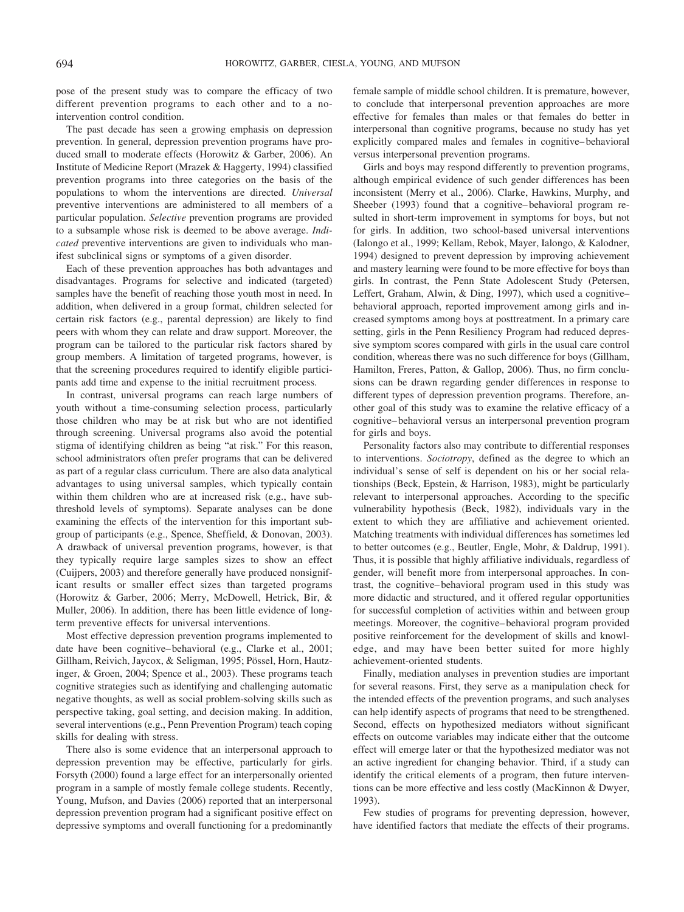pose of the present study was to compare the efficacy of two different prevention programs to each other and to a no-intervention control condition.

The past decade has seen a growing emphasis on depression prevention. In general, depression prevention programs have produced small to moderate effects (Horowitz & Garber, 2006). An Institute of Medicine Report (Mrazek & Haggerty, 1994) classified prevention programs into three categories on the basis of the populations to whom the interventions are directed. *Universal* preventive interventions are administered to all members of a particular population. *Selective* prevention programs are provided to a subsample whose risk is deemed to be above average. *Indicated* preventive interventions are given to individuals who manifest subclinical signs or symptoms of a given disorder.

Each of these prevention approaches has both advantages and disadvantages. Programs for selective and indicated (targeted) samples have the benefit of reaching those youth most in need. In addition, when delivered in a group format, children selected for certain risk factors (e.g., parental depression) are likely to find peers with whom they can relate and draw support. Moreover, the program can be tailored to the particular risk factors shared by group members. A limitation of targeted programs, however, is that the screening procedures required to identify eligible participants add time and expense to the initial recruitment process.

In contrast, universal programs can reach large numbers of youth without a time-consuming selection process, particularly those children who may be at risk but who are not identified through screening. Universal programs also avoid the potential stigma of identifying children as being "at risk." For this reason, school administrators often prefer programs that can be delivered as part of a regular class curriculum. There are also data analytical advantages to using universal samples, which typically contain within them children who are at increased risk (e.g., have subthreshold levels of symptoms). Separate analyses can be done examining the effects of the intervention for this important subgroup of participants (e.g., Spence, Sheffield, & Donovan, 2003). A drawback of universal prevention programs, however, is that they typically require large samples sizes to show an effect (Cuijpers, 2003) and therefore generally have produced nonsignificant results or smaller effect sizes than targeted programs (Horowitz & Garber, 2006; Merry, McDowell, Hetrick, Bir, & Muller, 2006). In addition, there has been little evidence of long-term preventive effects for universal interventions.

Most effective depression prevention programs implemented to date have been cognitive–behavioral (e.g., Clarke et al., 2001; Gillham, Reivich, Jaycox, & Seligman, 1995; Pössel, Horn, Hautzinger, & Groen, 2004; Spence et al., 2003). These programs teach cognitive strategies such as identifying and challenging automatic negative thoughts, as well as social problem-solving skills such as perspective taking, goal setting, and decision making. In addition, several interventions (e.g., Penn Prevention Program) teach coping skills for dealing with stress.

There also is some evidence that an interpersonal approach to depression prevention may be effective, particularly for girls. Forsyth (2000) found a large effect for an interpersonally oriented program in a sample of mostly female college students. Recently, Young, Mufson, and Davies (2006) reported that an interpersonal depression prevention program had a significant positive effect on depressive symptoms and overall functioning for a predominantly female sample of middle school children. It is premature, however, to conclude that interpersonal prevention approaches are more effective for females than males or that females do better in interpersonal than cognitive programs, because no study has yet explicitly compared males and females in cognitive–behavioral versus interpersonal prevention programs.

Girls and boys may respond differently to prevention programs, although empirical evidence of such gender differences has been inconsistent (Merry et al., 2006). Clarke, Hawkins, Murphy, and Sheeber (1993) found that a cognitive–behavioral program resulted in short-term improvement in symptoms for boys, but not for girls. In addition, two school-based universal interventions (Ialongo et al., 1999; Kellam, Rebok, Mayer, Ialongo, & Kalodner, 1994) designed to prevent depression by improving achievement and mastery learning were found to be more effective for boys than girls. In contrast, the Penn State Adolescent Study (Petersen, Leffert, Graham, Alwin, & Ding, 1997), which used a cognitive–behavioral approach, reported improvement among girls and increased symptoms among boys at posttreatment. In a primary care setting, girls in the Penn Resiliency Program had reduced depressive symptom scores compared with girls in the usual care control condition, whereas there was no such difference for boys (Gillham, Hamilton, Freres, Patton, & Gallop, 2006). Thus, no firm conclusions can be drawn regarding gender differences in response to different types of depression prevention programs. Therefore, another goal of this study was to examine the relative efficacy of a cognitive–behavioral versus an interpersonal prevention program for girls and boys.

Personality factors also may contribute to differential responses to interventions. *Sociotropy*, defined as the degree to which an individual's sense of self is dependent on his or her social relationships (Beck, Epstein, & Harrison, 1983), might be particularly relevant to interpersonal approaches. According to the specific vulnerability hypothesis (Beck, 1982), individuals vary in the extent to which they are affiliative and achievement oriented. Matching treatments with individual differences has sometimes led to better outcomes (e.g., Beutler, Engle, Mohr, & Daldrup, 1991). Thus, it is possible that highly affiliative individuals, regardless of gender, will benefit more from interpersonal approaches. In contrast, the cognitive–behavioral program used in this study was more didactic and structured, and it offered regular opportunities for successful completion of activities within and between group meetings. Moreover, the cognitive–behavioral program provided positive reinforcement for the development of skills and knowledge, and may have been better suited for more highly achievement-oriented students.

Finally, mediation analyses in prevention studies are important for several reasons. First, they serve as a manipulation check for the intended effects of the prevention programs, and such analyses can help identify aspects of programs that need to be strengthened. Second, effects on hypothesized mediators without significant effects on outcome variables may indicate either that the outcome effect will emerge later or that the hypothesized mediator was not an active ingredient for changing behavior. Third, if a study can identify the critical elements of a program, then future interventions can be more effective and less costly (MacKinnon & Dwyer, 1993).

Few studies of programs for preventing depression, however, have identified factors that mediate the effects of their programs.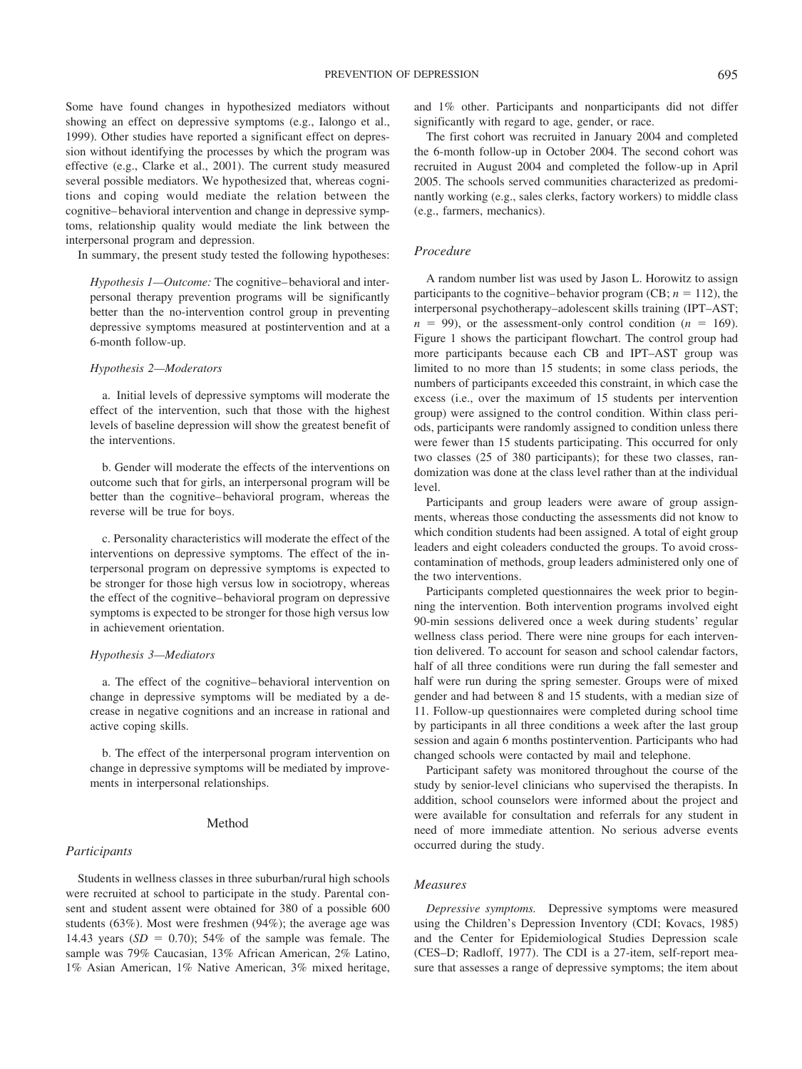Some have found changes in hypothesized mediators without showing an effect on depressive symptoms (e.g., Ialongo et al., 1999). Other studies have reported a significant effect on depression without identifying the processes by which the program was effective (e.g., Clarke et al., 2001). The current study measured several possible mediators. We hypothesized that, whereas cognitions and coping would mediate the relation between the cognitive–behavioral intervention and change in depressive symptoms, relationship quality would mediate the link between the interpersonal program and depression.

In summary, the present study tested the following hypotheses:

> *Hypothesis 1—Outcome:* The cognitive–behavioral and interpersonal therapy prevention programs will be significantly better than the no-intervention control group in preventing depressive symptoms measured at postintervention and at a 6-month follow-up.
>
> *Hypothesis 2—Moderators*
>
> a. Initial levels of depressive symptoms will moderate the effect of the intervention, such that those with the highest levels of baseline depression will show the greatest benefit of the interventions.
>
> b. Gender will moderate the effects of the interventions on outcome such that for girls, an interpersonal program will be better than the cognitive–behavioral program, whereas the reverse will be true for boys.
>
> c. Personality characteristics will moderate the effect of the interventions on depressive symptoms. The effect of the interpersonal program on depressive symptoms is expected to be stronger for those high versus low in sociotropy, whereas the effect of the cognitive–behavioral program on depressive symptoms is expected to be stronger for those high versus low in achievement orientation.
>
> *Hypothesis 3—Mediators*
>
> a. The effect of the cognitive–behavioral intervention on change in depressive symptoms will be mediated by a decrease in negative cognitions and an increase in rational and active coping skills.
>
> b. The effect of the interpersonal program intervention on change in depressive symptoms will be mediated by improvements in interpersonal relationships.

## Method

### Participants

Students in wellness classes in three suburban/rural high schools were recruited at school to participate in the study. Parental consent and student assent were obtained for 380 of a possible 600 students (63%). Most were freshmen (94%); the average age was 14.43 years ($SD$ = 0.70); 54% of the sample was female. The sample was 79% Caucasian, 13% African American, 2% Latino, 1% Asian American, 1% Native American, 3% mixed heritage, and 1% other. Participants and nonparticipants did not differ significantly with regard to age, gender, or race.

The first cohort was recruited in January 2004 and completed the 6-month follow-up in October 2004. The second cohort was recruited in August 2004 and completed the follow-up in April 2005. The schools served communities characterized as predominantly working (e.g., sales clerks, factory workers) to middle class (e.g., farmers, mechanics).

### Procedure

A random number list was used by Jason L. Horowitz to assign participants to the cognitive–behavior program (CB; $n$ = 112), the interpersonal psychotherapy–adolescent skills training (IPT–AST; $n$ = 99), or the assessment-only control condition ($n$ = 169). Figure 1 shows the participant flowchart. The control group had more participants because each CB and IPT–AST group was limited to no more than 15 students; in some class periods, the numbers of participants exceeded this constraint, in which case the excess (i.e., over the maximum of 15 students per intervention group) were assigned to the control condition. Within class periods, participants were randomly assigned to condition unless there were fewer than 15 students participating. This occurred for only two classes (25 of 380 participants); for these two classes, randomization was done at the class level rather than at the individual level.

Participants and group leaders were aware of group assignments, whereas those conducting the assessments did not know to which condition students had been assigned. A total of eight group leaders and eight coleaders conducted the groups. To avoid cross-contamination of methods, group leaders administered only one of the two interventions.

Participants completed questionnaires the week prior to beginning the intervention. Both intervention programs involved eight 90-min sessions delivered once a week during students' regular wellness class period. There were nine groups for each intervention delivered. To account for season and school calendar factors, half of all three conditions were run during the fall semester and half were run during the spring semester. Groups were of mixed gender and had between 8 and 15 students, with a median size of 11. Follow-up questionnaires were completed during school time by participants in all three conditions a week after the last group session and again 6 months postintervention. Participants who had changed schools were contacted by mail and telephone.

Participant safety was monitored throughout the course of the study by senior-level clinicians who supervised the therapists. In addition, school counselors were informed about the project and were available for consultation and referrals for any student in need of more immediate attention. No serious adverse events occurred during the study.

### Measures

*Depressive symptoms.* Depressive symptoms were measured using the Children's Depression Inventory (CDI; Kovacs, 1985) and the Center for Epidemiological Studies Depression scale (CES–D; Radloff, 1977). The CDI is a 27-item, self-report measure that assesses a range of depressive symptoms; the item about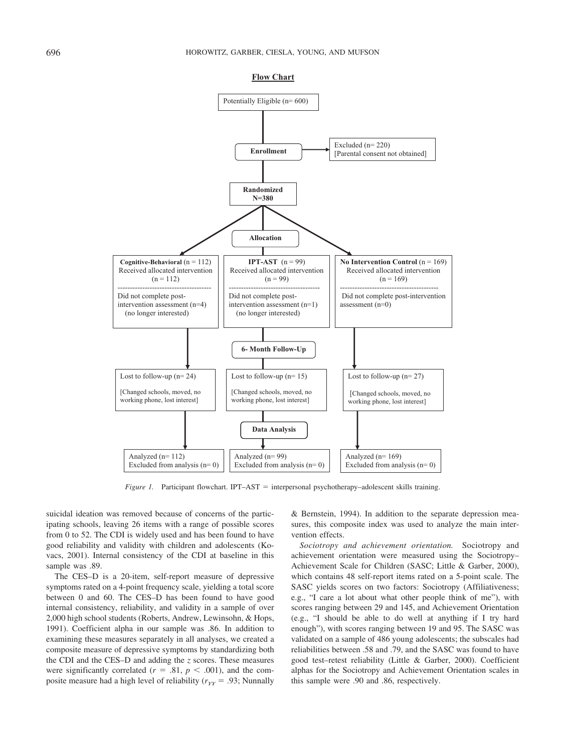**Flow Chart**

Potentially Eligible (n= 600)

**Enrollment** → Excluded (n= 220) [Parental consent not obtained]

**Randomized N=380**

**Allocation**

| **Cognitive-Behavioral** (n = 112) | **IPT-AST** (n = 99) | **No Intervention Control** (n = 169) |
|---|---|---|
| Received allocated intervention (n = 112) | Received allocated intervention (n = 99) | Received allocated intervention (n = 169) |
| Did not complete post-intervention assessment (n=4) (no longer interested) | Did not complete post-intervention assessment (n=1) (no longer interested) | Did not complete post-intervention assessment (n=0) |

**6- Month Follow-Up**

| | | |
|---|---|---|
| Lost to follow-up (n= 24) [Changed schools, moved, no working phone, lost interest] | Lost to follow-up (n= 15) [Changed schools, moved, no working phone, lost interest] | Lost to follow-up (n= 27) [Changed schools, moved, no working phone, lost interest] |

**Data Analysis**

| | | |
|---|---|---|
| Analyzed (n= 112) Excluded from analysis (n= 0) | Analyzed (n= 99) Excluded from analysis (n= 0) | Analyzed (n= 169) Excluded from analysis (n= 0) |

*Figure 1.* Participant flowchart. IPT–AST = interpersonal psychotherapy–adolescent skills training.

suicidal ideation was removed because of concerns of the participating schools, leaving 26 items with a range of possible scores from 0 to 52. The CDI is widely used and has been found to have good reliability and validity with children and adolescents (Kovacs, 2001). Internal consistency of the CDI at baseline in this sample was .89.

The CES–D is a 20-item, self-report measure of depressive symptoms rated on a 4-point frequency scale, yielding a total score between 0 and 60. The CES–D has been found to have good internal consistency, reliability, and validity in a sample of over 2,000 high school students (Roberts, Andrew, Lewinsohn, & Hops, 1991). Coefficient alpha in our sample was .86. In addition to examining these measures separately in all analyses, we created a composite measure of depressive symptoms by standardizing both the CDI and the CES–D and adding the *z* scores. These measures were significantly correlated ($r = .81$, $p < .001$), and the composite measure had a high level of reliability ($r_{YY} = .93$; Nunnally & Bernstein, 1994). In addition to the separate depression measures, this composite index was used to analyze the main intervention effects.

*Sociotropy and achievement orientation.* Sociotropy and achievement orientation were measured using the Sociotropy–Achievement Scale for Children (SASC; Little & Garber, 2000), which contains 48 self-report items rated on a 5-point scale. The SASC yields scores on two factors: Sociotropy (Affiliativeness; e.g., "I care a lot about what other people think of me"), with scores ranging between 29 and 145, and Achievement Orientation (e.g., "I should be able to do well at anything if I try hard enough"), with scores ranging between 19 and 95. The SASC was validated on a sample of 486 young adolescents; the subscales had reliabilities between .58 and .79, and the SASC was found to have good test–retest reliability (Little & Garber, 2000). Coefficient alphas for the Sociotropy and Achievement Orientation scales in this sample were .90 and .86, respectively.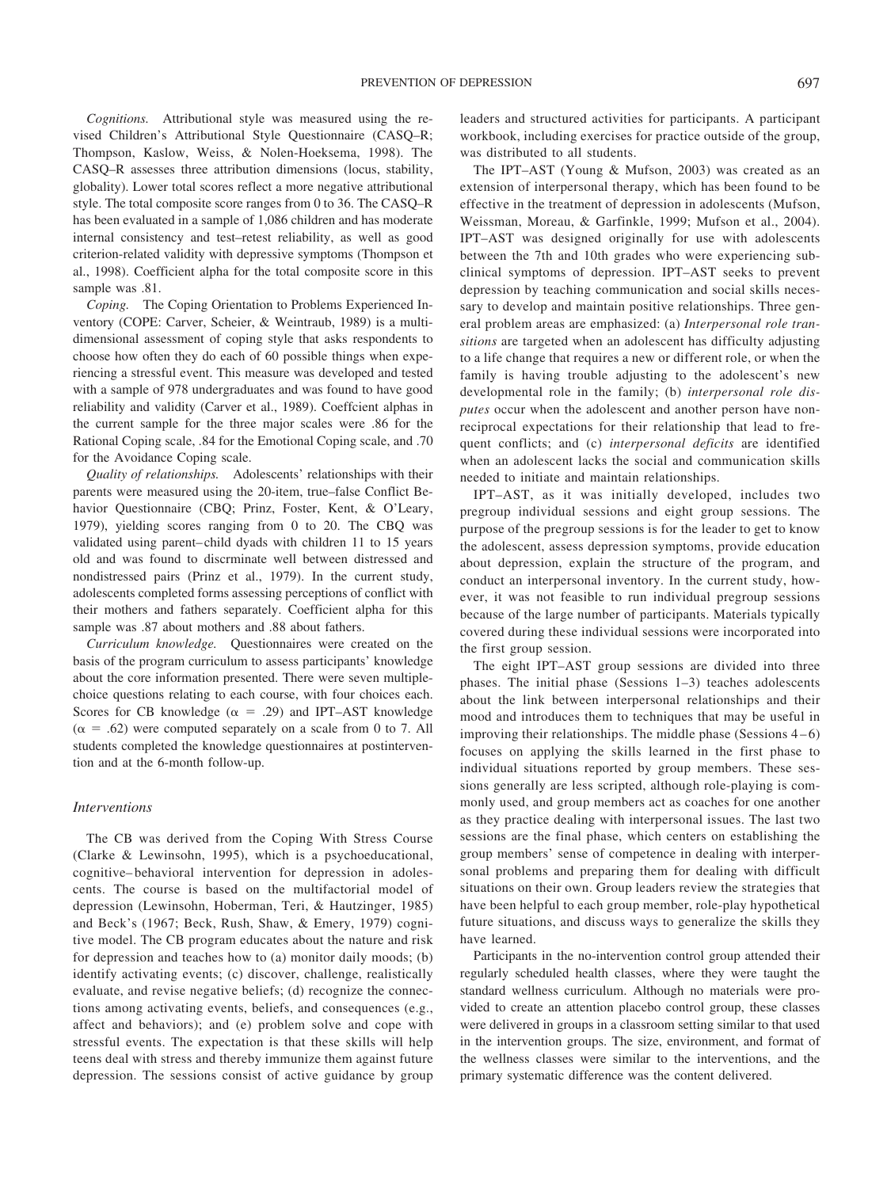*Cognitions.* Attributional style was measured using the revised Children's Attributional Style Questionnaire (CASQ–R; Thompson, Kaslow, Weiss, & Nolen-Hoeksema, 1998). The CASQ–R assesses three attribution dimensions (locus, stability, globality). Lower total scores reflect a more negative attributional style. The total composite score ranges from 0 to 36. The CASQ–R has been evaluated in a sample of 1,086 children and has moderate internal consistency and test–retest reliability, as well as good criterion-related validity with depressive symptoms (Thompson et al., 1998). Coefficient alpha for the total composite score in this sample was .81.

*Coping.* The Coping Orientation to Problems Experienced Inventory (COPE: Carver, Scheier, & Weintraub, 1989) is a multidimensional assessment of coping style that asks respondents to choose how often they do each of 60 possible things when experiencing a stressful event. This measure was developed and tested with a sample of 978 undergraduates and was found to have good reliability and validity (Carver et al., 1989). Coeffcient alphas in the current sample for the three major scales were .86 for the Rational Coping scale, .84 for the Emotional Coping scale, and .70 for the Avoidance Coping scale.

*Quality of relationships.* Adolescents' relationships with their parents were measured using the 20-item, true–false Conflict Behavior Questionnaire (CBQ; Prinz, Foster, Kent, & O'Leary, 1979), yielding scores ranging from 0 to 20. The CBQ was validated using parent–child dyads with children 11 to 15 years old and was found to discrminate well between distressed and nondistressed pairs (Prinz et al., 1979). In the current study, adolescents completed forms assessing perceptions of conflict with their mothers and fathers separately. Coefficient alpha for this sample was .87 about mothers and .88 about fathers.

*Curriculum knowledge.* Questionnaires were created on the basis of the program curriculum to assess participants' knowledge about the core information presented. There were seven multiple-choice questions relating to each course, with four choices each. Scores for CB knowledge ($\alpha$ = .29) and IPT–AST knowledge ($\alpha$ = .62) were computed separately on a scale from 0 to 7. All students completed the knowledge questionnaires at postintervention and at the 6-month follow-up.

### *Interventions*

The CB was derived from the Coping With Stress Course (Clarke & Lewinsohn, 1995), which is a psychoeducational, cognitive–behavioral intervention for depression in adolescents. The course is based on the multifactorial model of depression (Lewinsohn, Hoberman, Teri, & Hautzinger, 1985) and Beck's (1967; Beck, Rush, Shaw, & Emery, 1979) cognitive model. The CB program educates about the nature and risk for depression and teaches how to (a) monitor daily moods; (b) identify activating events; (c) discover, challenge, realistically evaluate, and revise negative beliefs; (d) recognize the connections among activating events, beliefs, and consequences (e.g., affect and behaviors); and (e) problem solve and cope with stressful events. The expectation is that these skills will help teens deal with stress and thereby immunize them against future depression. The sessions consist of active guidance by group leaders and structured activities for participants. A participant workbook, including exercises for practice outside of the group, was distributed to all students.

The IPT–AST (Young & Mufson, 2003) was created as an extension of interpersonal therapy, which has been found to be effective in the treatment of depression in adolescents (Mufson, Weissman, Moreau, & Garfinkle, 1999; Mufson et al., 2004). IPT–AST was designed originally for use with adolescents between the 7th and 10th grades who were experiencing subclinical symptoms of depression. IPT–AST seeks to prevent depression by teaching communication and social skills necessary to develop and maintain positive relationships. Three general problem areas are emphasized: (a) *Interpersonal role transitions* are targeted when an adolescent has difficulty adjusting to a life change that requires a new or different role, or when the family is having trouble adjusting to the adolescent's new developmental role in the family; (b) *interpersonal role disputes* occur when the adolescent and another person have nonreciprocal expectations for their relationship that lead to frequent conflicts; and (c) *interpersonal deficits* are identified when an adolescent lacks the social and communication skills needed to initiate and maintain relationships.

IPT–AST, as it was initially developed, includes two pregroup individual sessions and eight group sessions. The purpose of the pregroup sessions is for the leader to get to know the adolescent, assess depression symptoms, provide education about depression, explain the structure of the program, and conduct an interpersonal inventory. In the current study, however, it was not feasible to run individual pregroup sessions because of the large number of participants. Materials typically covered during these individual sessions were incorporated into the first group session.

The eight IPT–AST group sessions are divided into three phases. The initial phase (Sessions 1–3) teaches adolescents about the link between interpersonal relationships and their mood and introduces them to techniques that may be useful in improving their relationships. The middle phase (Sessions 4–6) focuses on applying the skills learned in the first phase to individual situations reported by group members. These sessions generally are less scripted, although role-playing is commonly used, and group members act as coaches for one another as they practice dealing with interpersonal issues. The last two sessions are the final phase, which centers on establishing the group members' sense of competence in dealing with interpersonal problems and preparing them for dealing with difficult situations on their own. Group leaders review the strategies that have been helpful to each group member, role-play hypothetical future situations, and discuss ways to generalize the skills they have learned.

Participants in the no-intervention control group attended their regularly scheduled health classes, where they were taught the standard wellness curriculum. Although no materials were provided to create an attention placebo control group, these classes were delivered in groups in a classroom setting similar to that used in the intervention groups. The size, environment, and format of the wellness classes were similar to the interventions, and the primary systematic difference was the content delivered.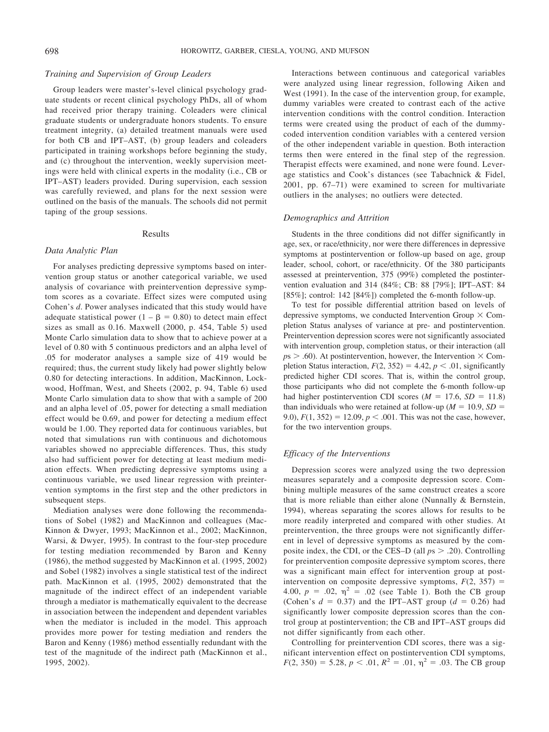### *Training and Supervision of Group Leaders*

Group leaders were master's-level clinical psychology graduate students or recent clinical psychology PhDs, all of whom had received prior therapy training. Coleaders were clinical graduate students or undergraduate honors students. To ensure treatment integrity, (a) detailed treatment manuals were used for both CB and IPT–AST, (b) group leaders and coleaders participated in training workshops before beginning the study, and (c) throughout the intervention, weekly supervision meetings were held with clinical experts in the modality (i.e., CB or IPT–AST) leaders provided. During supervision, each session was carefully reviewed, and plans for the next session were outlined on the basis of the manuals. The schools did not permit taping of the group sessions.

## Results

### *Data Analytic Plan*

For analyses predicting depressive symptoms based on intervention group status or another categorical variable, we used analysis of covariance with preintervention depressive symptom scores as a covariate. Effect sizes were computed using Cohen's *d*. Power analyses indicated that this study would have adequate statistical power ($1 - \beta = 0.80$) to detect main effect sizes as small as 0.16. Maxwell (2000, p. 454, Table 5) used Monte Carlo simulation data to show that to achieve power at a level of 0.80 with 5 continuous predictors and an alpha level of .05 for moderator analyses a sample size of 419 would be required; thus, the current study likely had power slightly below 0.80 for detecting interactions. In addition, MacKinnon, Lockwood, Hoffman, West, and Sheets (2002, p. 94, Table 6) used Monte Carlo simulation data to show that with a sample of 200 and an alpha level of .05, power for detecting a small mediation effect would be 0.69, and power for detecting a medium effect would be 1.00. They reported data for continuous variables, but noted that simulations run with continuous and dichotomous variables showed no appreciable differences. Thus, this study also had sufficient power for detecting at least medium mediation effects. When predicting depressive symptoms using a continuous variable, we used linear regression with preintervention symptoms in the first step and the other predictors in subsequent steps.

Mediation analyses were done following the recommendations of Sobel (1982) and MacKinnon and colleagues (MacKinnon & Dwyer, 1993; MacKinnon et al., 2002; MacKinnon, Warsi, & Dwyer, 1995). In contrast to the four-step procedure for testing mediation recommended by Baron and Kenny (1986), the method suggested by MacKinnon et al. (1995, 2002) and Sobel (1982) involves a single statistical test of the indirect path. MacKinnon et al. (1995, 2002) demonstrated that the magnitude of the indirect effect of an independent variable through a mediator is mathematically equivalent to the decrease in association between the independent and dependent variables when the mediator is included in the model. This approach provides more power for testing mediation and renders the Baron and Kenny (1986) method essentially redundant with the test of the magnitude of the indirect path (MacKinnon et al., 1995, 2002).

Interactions between continuous and categorical variables were analyzed using linear regression, following Aiken and West (1991). In the case of the intervention group, for example, dummy variables were created to contrast each of the active intervention conditions with the control condition. Interaction terms were created using the product of each of the dummy-coded intervention condition variables with a centered version of the other independent variable in question. Both interaction terms then were entered in the final step of the regression. Therapist effects were examined, and none were found. Leverage statistics and Cook's distances (see Tabachnick & Fidel, 2001, pp. 67–71) were examined to screen for multivariate outliers in the analyses; no outliers were detected.

### *Demographics and Attrition*

Students in the three conditions did not differ significantly in age, sex, or race/ethnicity, nor were there differences in depressive symptoms at postintervention or follow-up based on age, group leader, school, cohort, or race/ethnicity. Of the 380 participants assessed at preintervention, 375 (99%) completed the postintervention evaluation and 314 (84%; CB: 88 [79%]; IPT–AST: 84 [85%]; control: 142 [84%]) completed the 6-month follow-up.

To test for possible differential attrition based on levels of depressive symptoms, we conducted Intervention Group × Completion Status analyses of variance at pre- and postintervention. Preintervention depression scores were not significantly associated with intervention group, completion status, or their interaction (all $ps > .60$). At postintervention, however, the Intervention × Completion Status interaction, $F(2, 352) = 4.42$, $p < .01$, significantly predicted higher CDI scores. That is, within the control group, those participants who did not complete the 6-month follow-up had higher postintervention CDI scores ($M = 17.6$, $SD = 11.8$) than individuals who were retained at follow-up ($M = 10.9$, $SD = 9.0$), $F(1, 352) = 12.09$, $p < .001$. This was not the case, however, for the two intervention groups.

### *Efficacy of the Interventions*

Depression scores were analyzed using the two depression measures separately and a composite depression score. Combining multiple measures of the same construct creates a score that is more reliable than either alone (Nunnally & Bernstein, 1994), whereas separating the scores allows for results to be more readily interpreted and compared with other studies. At preintervention, the three groups were not significantly different in level of depressive symptoms as measured by the composite index, the CDI, or the CES–D (all $ps > .20$). Controlling for preintervention composite depressive symptom scores, there was a significant main effect for intervention group at postintervention on composite depressive symptoms, $F(2, 357) = 4.00$, $p = .02$, $\eta^2 = .02$ (see Table 1). Both the CB group (Cohen's $d = 0.37$) and the IPT–AST group ($d = 0.26$) had significantly lower composite depression scores than the control group at postintervention; the CB and IPT–AST groups did not differ significantly from each other.

Controlling for preintervention CDI scores, there was a significant intervention effect on postintervention CDI symptoms, $F(2, 350) = 5.28$, $p < .01$, $R^2 = .01$, $\eta^2 = .03$. The CB group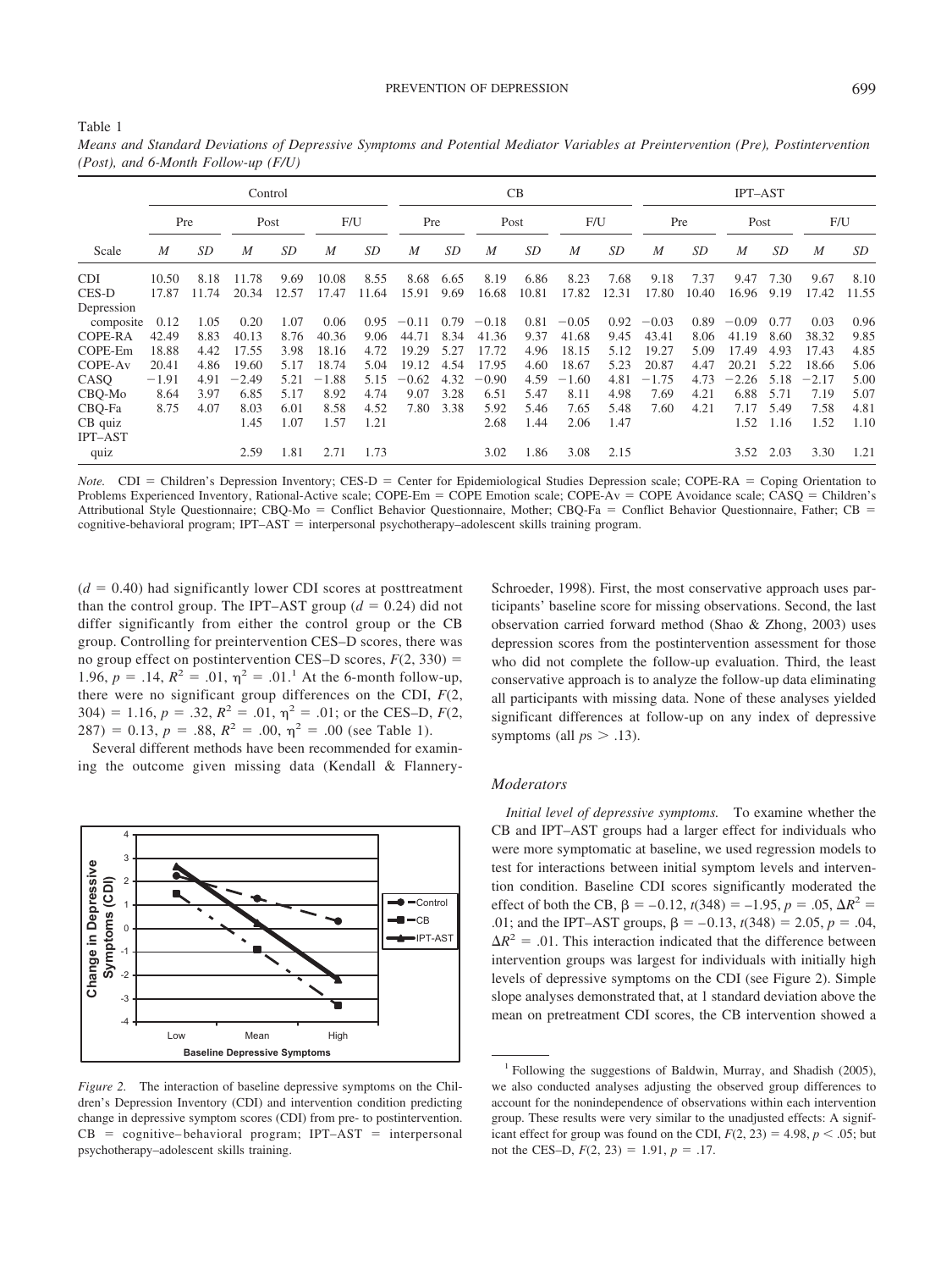Table 1

*Means and Standard Deviations of Depressive Symptoms and Potential Mediator Variables at Preintervention (Pre), Postintervention (Post), and 6-Month Follow-up (F/U)*

| | Control | | | | | | CB | | | | | | IPT–AST | | | | | |
|---|---|---|---|---|---|---|---|---|---|---|---|---|---|---|---|---|---|---|
| | Pre | | Post | | F/U | | Pre | | Post | | F/U | | Pre | | Post | | F/U | |
| Scale | *M* | *SD* | *M* | *SD* | *M* | *SD* | *M* | *SD* | *M* | *SD* | *M* | *SD* | *M* | *SD* | *M* | *SD* | *M* | *SD* |
| CDI | 10.50 | 8.18 | 11.78 | 9.69 | 10.08 | 8.55 | 8.68 | 6.65 | 8.19 | 6.86 | 8.23 | 7.68 | 9.18 | 7.37 | 9.47 | 7.30 | 9.67 | 8.10 |
| CES-D | 17.87 | 11.74 | 20.34 | 12.57 | 17.47 | 11.64 | 15.91 | 9.69 | 16.68 | 10.81 | 17.82 | 12.31 | 17.80 | 10.40 | 16.96 | 9.19 | 17.42 | 11.55 |
| Depression composite | 0.12 | 1.05 | 0.20 | 1.07 | 0.06 | 0.95 | −0.11 | 0.79 | −0.18 | 0.81 | −0.05 | 0.92 | −0.03 | 0.89 | −0.09 | 0.77 | 0.03 | 0.96 |
| COPE-RA | 42.49 | 8.83 | 40.13 | 8.76 | 40.36 | 9.06 | 44.71 | 8.34 | 41.36 | 9.37 | 41.68 | 9.45 | 43.41 | 8.06 | 41.19 | 8.60 | 38.32 | 9.85 |
| COPE-Em | 18.88 | 4.42 | 17.55 | 3.98 | 18.16 | 4.72 | 19.29 | 5.27 | 17.72 | 4.96 | 18.15 | 5.12 | 19.27 | 5.09 | 17.49 | 4.93 | 17.43 | 4.85 |
| COPE-Av | 20.41 | 4.86 | 19.60 | 5.17 | 18.74 | 5.04 | 19.12 | 4.54 | 17.95 | 4.60 | 18.67 | 5.23 | 20.87 | 4.47 | 20.21 | 5.22 | 18.66 | 5.06 |
| CASQ | −1.91 | 4.91 | −2.49 | 5.21 | −1.88 | 5.15 | −0.62 | 4.32 | −0.90 | 4.59 | −1.60 | 4.81 | −1.75 | 4.73 | −2.26 | 5.18 | −2.17 | 5.00 |
| CBQ-Mo | 8.64 | 3.97 | 6.85 | 5.17 | 8.92 | 4.74 | 9.07 | 3.28 | 6.51 | 5.47 | 8.11 | 4.98 | 7.69 | 4.21 | 6.88 | 5.71 | 7.19 | 5.07 |
| CBQ-Fa | 8.75 | 4.07 | 8.03 | 6.01 | 8.58 | 4.52 | 7.80 | 3.38 | 5.92 | 5.46 | 7.65 | 5.48 | 7.60 | 4.21 | 7.17 | 5.49 | 7.58 | 4.81 |
| CB quiz | | | 1.45 | 1.07 | 1.57 | 1.21 | | | 2.68 | 1.44 | 2.06 | 1.47 | | | 1.52 | 1.16 | 1.52 | 1.10 |
| IPT–AST quiz | | | 2.59 | 1.81 | 2.71 | 1.73 | | | 3.02 | 1.86 | 3.08 | 2.15 | | | 3.52 | 2.03 | 3.30 | 1.21 |

*Note.* CDI = Children's Depression Inventory; CES-D = Center for Epidemiological Studies Depression scale; COPE-RA = Coping Orientation to Problems Experienced Inventory, Rational-Active scale; COPE-Em = COPE Emotion scale; COPE-Av = COPE Avoidance scale; CASQ = Children's Attributional Style Questionnaire; CBQ-Mo = Conflict Behavior Questionnaire, Mother; CBQ-Fa = Conflict Behavior Questionnaire, Father; CB = cognitive-behavioral program; IPT–AST = interpersonal psychotherapy–adolescent skills training program.

($d$ = 0.40) had significantly lower CDI scores at posttreatment than the control group. The IPT–AST group ($d$ = 0.24) did not differ significantly from either the control group or the CB group. Controlling for preintervention CES–D scores, there was no group effect on postintervention CES–D scores, $F(2, 330) = 1.96$, $p = .14$, $R^2 = .01$, $\eta^2 = .01$.[1] At the 6-month follow-up, there were no significant group differences on the CDI, $F(2, 304) = 1.16$, $p = .32$, $R^2 = .01$, $\eta^2 = .01$; or the CES–D, $F(2, 287) = 0.13$, $p = .88$, $R^2 = .00$, $\eta^2 = .00$ (see Table 1).

Several different methods have been recommended for examining the outcome given missing data (Kendall & Flannery-Schroeder, 1998). First, the most conservative approach uses participants' baseline score for missing observations. Second, the last observation carried forward method (Shao & Zhong, 2003) uses depression scores from the postintervention assessment for those who did not complete the follow-up evaluation. Third, the least conservative approach is to analyze the follow-up data eliminating all participants with missing data. None of these analyses yielded significant differences at follow-up on any index of depressive symptoms (all $p$s $> .13$).

*Figure 2.* The interaction of baseline depressive symptoms on the Children's Depression Inventory (CDI) and intervention condition predicting change in depressive symptom scores (CDI) from pre- to postintervention. CB = cognitive–behavioral program; IPT–AST = interpersonal psychotherapy–adolescent skills training.

### Moderators

*Initial level of depressive symptoms.* To examine whether the CB and IPT–AST groups had a larger effect for individuals who were more symptomatic at baseline, we used regression models to test for interactions between initial symptom levels and intervention condition. Baseline CDI scores significantly moderated the effect of both the CB, $\beta = -0.12$, $t(348) = -1.95$, $p = .05$, $\Delta R^2 = .01$; and the IPT–AST groups, $\beta = -0.13$, $t(348) = 2.05$, $p = .04$, $\Delta R^2 = .01$. This interaction indicated that the difference between intervention groups was largest for individuals with initially high levels of depressive symptoms on the CDI (see Figure 2). Simple slope analyses demonstrated that, at 1 standard deviation above the mean on pretreatment CDI scores, the CB intervention showed a

[1] Following the suggestions of Baldwin, Murray, and Shadish (2005), we also conducted analyses adjusting the observed group differences to account for the nonindependence of observations within each intervention group. These results were very similar to the unadjusted effects: A significant effect for group was found on the CDI, $F(2, 23) = 4.98$, $p < .05$; but not the CES–D, $F(2, 23) = 1.91$, $p = .17$.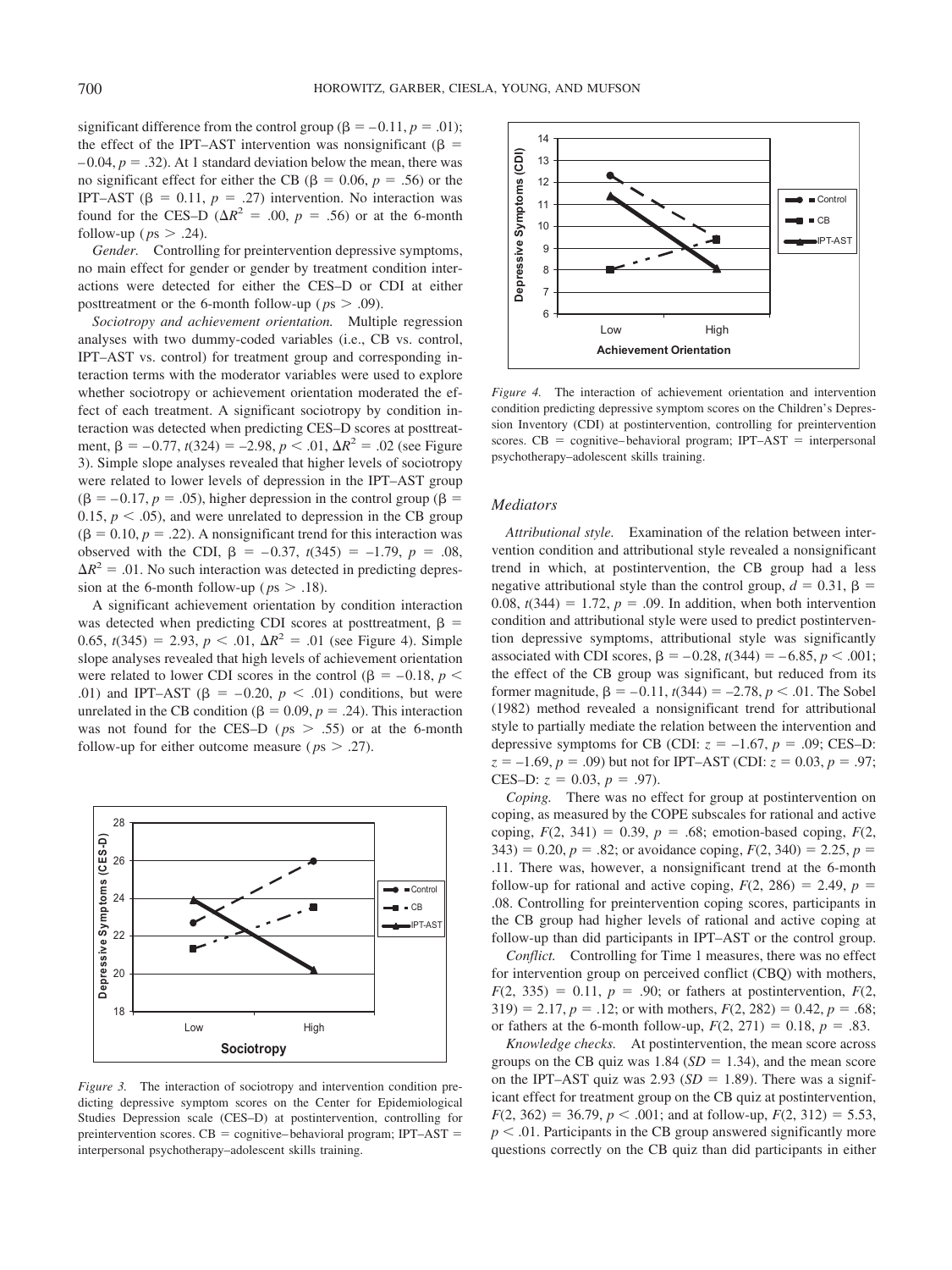significant difference from the control group ($\beta = -0.11$, $p = .01$); the effect of the IPT–AST intervention was nonsignificant ($\beta = -0.04$, $p = .32$). At 1 standard deviation below the mean, there was no significant effect for either the CB ($\beta = 0.06$, $p = .56$) or the IPT–AST ($\beta = 0.11$, $p = .27$) intervention. No interaction was found for the CES–D ($\Delta R^2 = .00$, $p = .56$) or at the 6-month follow-up ($ps > .24$).

*Gender.* Controlling for preintervention depressive symptoms, no main effect for gender or gender by treatment condition interactions were detected for either the CES–D or CDI at either posttreatment or the 6-month follow-up ($ps > .09$).

*Sociotropy and achievement orientation.* Multiple regression analyses with two dummy-coded variables (i.e., CB vs. control, IPT–AST vs. control) for treatment group and corresponding interaction terms with the moderator variables were used to explore whether sociotropy or achievement orientation moderated the effect of each treatment. A significant sociotropy by condition interaction was detected when predicting CES–D scores at posttreatment, $\beta = -0.77$, $t(324) = -2.98$, $p < .01$, $\Delta R^2 = .02$ (see Figure 3). Simple slope analyses revealed that higher levels of sociotropy were related to lower levels of depression in the IPT–AST group ($\beta = -0.17$, $p = .05$), higher depression in the control group ($\beta = 0.15$, $p < .05$), and were unrelated to depression in the CB group ($\beta = 0.10$, $p = .22$). A nonsignificant trend for this interaction was observed with the CDI, $\beta = -0.37$, $t(345) = -1.79$, $p = .08$, $\Delta R^2 = .01$. No such interaction was detected in predicting depression at the 6-month follow-up ($ps > .18$).

A significant achievement orientation by condition interaction was detected when predicting CDI scores at posttreatment, $\beta = 0.65$, $t(345) = 2.93$, $p < .01$, $\Delta R^2 = .01$ (see Figure 4). Simple slope analyses revealed that high levels of achievement orientation were related to lower CDI scores in the control ($\beta = -0.18$, $p < .01$) and IPT–AST ($\beta = -0.20$, $p < .01$) conditions, but were unrelated in the CB condition ($\beta = 0.09$, $p = .24$). This interaction was not found for the CES–D ($ps > .55$) or at the 6-month follow-up for either outcome measure ($ps > .27$).

*Figure 3.* The interaction of sociotropy and intervention condition predicting depressive symptom scores on the Center for Epidemiological Studies Depression scale (CES–D) at postintervention, controlling for preintervention scores. CB = cognitive–behavioral program; IPT–AST = interpersonal psychotherapy–adolescent skills training.

*Figure 4.* The interaction of achievement orientation and intervention condition predicting depressive symptom scores on the Children's Depression Inventory (CDI) at postintervention, controlling for preintervention scores. CB = cognitive–behavioral program; IPT–AST = interpersonal psychotherapy–adolescent skills training.

## Mediators

*Attributional style.* Examination of the relation between intervention condition and attributional style revealed a nonsignificant trend in which, at postintervention, the CB group had a less negative attributional style than the control group, $d = 0.31$, $\beta = 0.08$, $t(344) = 1.72$, $p = .09$. In addition, when both intervention condition and attributional style were used to predict postintervention depressive symptoms, attributional style was significantly associated with CDI scores, $\beta = -0.28$, $t(344) = -6.85$, $p < .001$; the effect of the CB group was significant, but reduced from its former magnitude, $\beta = -0.11$, $t(344) = -2.78$, $p < .01$. The Sobel (1982) method revealed a nonsignificant trend for attributional style to partially mediate the relation between the intervention and depressive symptoms for CB (CDI: $z = -1.67$, $p = .09$; CES–D: $z = -1.69$, $p = .09$) but not for IPT–AST (CDI: $z = 0.03$, $p = .97$; CES–D: $z = 0.03$, $p = .97$).

*Coping.* There was no effect for group at postintervention on coping, as measured by the COPE subscales for rational and active coping, $F(2, 341) = 0.39$, $p = .68$; emotion-based coping, $F(2, 343) = 0.20$, $p = .82$; or avoidance coping, $F(2, 340) = 2.25$, $p = .11$. There was, however, a nonsignificant trend at the 6-month follow-up for rational and active coping, $F(2, 286) = 2.49$, $p = .08$. Controlling for preintervention coping scores, participants in the CB group had higher levels of rational and active coping at follow-up than did participants in IPT–AST or the control group.

*Conflict.* Controlling for Time 1 measures, there was no effect for intervention group on perceived conflict (CBQ) with mothers, $F(2, 335) = 0.11$, $p = .90$; or fathers at postintervention, $F(2, 319) = 2.17$, $p = .12$; or with mothers, $F(2, 282) = 0.42$, $p = .68$; or fathers at the 6-month follow-up, $F(2, 271) = 0.18$, $p = .83$.

*Knowledge checks.* At postintervention, the mean score across groups on the CB quiz was 1.84 ($SD = 1.34$), and the mean score on the IPT–AST quiz was 2.93 ($SD = 1.89$). There was a significant effect for treatment group on the CB quiz at postintervention, $F(2, 362) = 36.79$, $p < .001$; and at follow-up, $F(2, 312) = 5.53$, $p < .01$. Participants in the CB group answered significantly more questions correctly on the CB quiz than did participants in either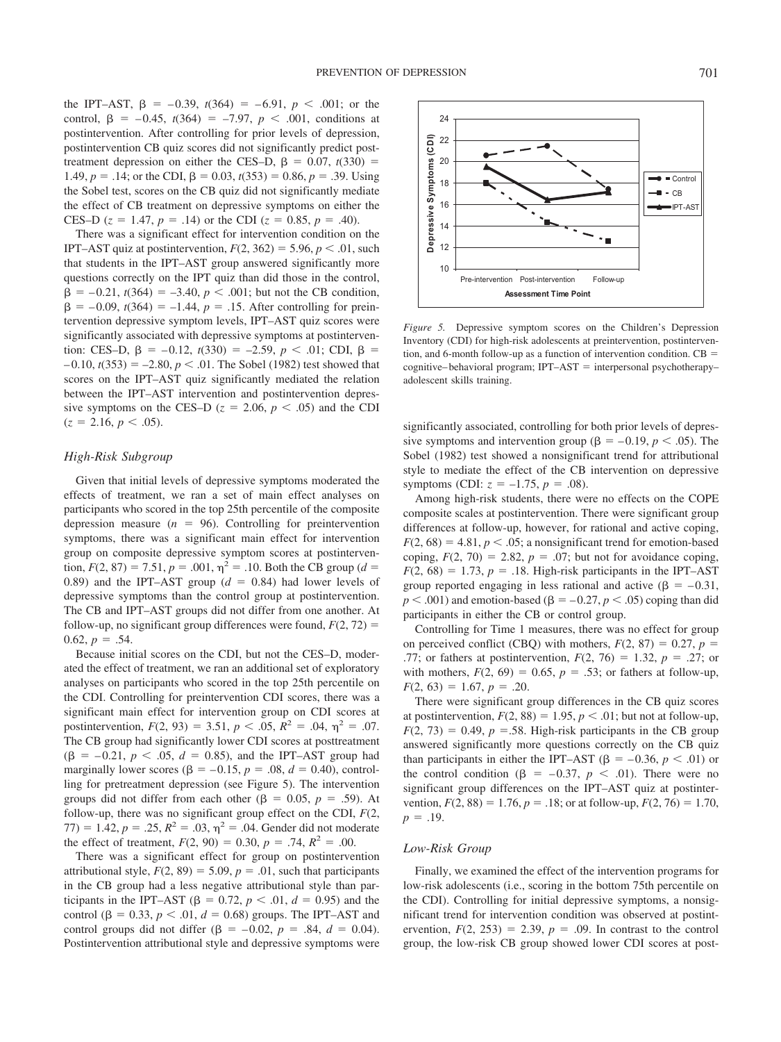the IPT–AST, $\beta = -0.39$, $t(364) = -6.91$, $p < .001$; or the control, $\beta = -0.45$, $t(364) = -7.97$, $p < .001$, conditions at postintervention. After controlling for prior levels of depression, postintervention CB quiz scores did not significantly predict posttreatment depression on either the CES–D, $\beta = 0.07$, $t(330) = 1.49$, $p = .14$; or the CDI, $\beta = 0.03$, $t(353) = 0.86$, $p = .39$. Using the Sobel test, scores on the CB quiz did not significantly mediate the effect of CB treatment on depressive symptoms on either the CES–D ($z = 1.47$, $p = .14$) or the CDI ($z = 0.85$, $p = .40$).

There was a significant effect for intervention condition on the IPT–AST quiz at postintervention, $F(2, 362) = 5.96$, $p < .01$, such that students in the IPT–AST group answered significantly more questions correctly on the IPT quiz than did those in the control, $\beta = -0.21$, $t(364) = -3.40$, $p < .001$; but not the CB condition, $\beta = -0.09$, $t(364) = -1.44$, $p = .15$. After controlling for preintervention depressive symptom levels, IPT–AST quiz scores were significantly associated with depressive symptoms at postintervention: CES–D, $\beta = -0.12$, $t(330) = -2.59$, $p < .01$; CDI, $\beta = -0.10$, $t(353) = -2.80$, $p < .01$. The Sobel (1982) test showed that scores on the IPT–AST quiz significantly mediated the relation between the IPT–AST intervention and postintervention depressive symptoms on the CES–D ($z = 2.06$, $p < .05$) and the CDI ($z = 2.16$, $p < .05$).

### High-Risk Subgroup

Given that initial levels of depressive symptoms moderated the effects of treatment, we ran a set of main effect analyses on participants who scored in the top 25th percentile of the composite depression measure ($n = 96$). Controlling for preintervention symptoms, there was a significant main effect for intervention group on composite depressive symptom scores at postintervention, $F(2, 87) = 7.51$, $p = .001$, $\eta^2 = .10$. Both the CB group ($d = 0.89$) and the IPT–AST group ($d = 0.84$) had lower levels of depressive symptoms than the control group at postintervention. The CB and IPT–AST groups did not differ from one another. At follow-up, no significant group differences were found, $F(2, 72) = 0.62$, $p = .54$.

Because initial scores on the CDI, but not the CES–D, moderated the effect of treatment, we ran an additional set of exploratory analyses on participants who scored in the top 25th percentile on the CDI. Controlling for preintervention CDI scores, there was a significant main effect for intervention group on CDI scores at postintervention, $F(2, 93) = 3.51$, $p < .05$, $R^2 = .04$, $\eta^2 = .07$. The CB group had significantly lower CDI scores at posttreatment ($\beta = -0.21$, $p < .05$, $d = 0.85$), and the IPT–AST group had marginally lower scores ($\beta = -0.15$, $p = .08$, $d = 0.40$), controlling for pretreatment depression (see Figure 5). The intervention groups did not differ from each other ($\beta = 0.05$, $p = .59$). At follow-up, there was no significant group effect on the CDI, $F(2, 77) = 1.42$, $p = .25$, $R^2 = .03$, $\eta^2 = .04$. Gender did not moderate the effect of treatment, $F(2, 90) = 0.30$, $p = .74$, $R^2 = .00$.

There was a significant effect for group on postintervention attributional style, $F(2, 89) = 5.09$, $p = .01$, such that participants in the CB group had a less negative attributional style than participants in the IPT–AST ($\beta = 0.72$, $p < .01$, $d = 0.95$) and the control ($\beta = 0.33$, $p < .01$, $d = 0.68$) groups. The IPT–AST and control groups did not differ ($\beta = -0.02$, $p = .84$, $d = 0.04$). Postintervention attributional style and depressive symptoms were

*Figure 5.* Depressive symptom scores on the Children's Depression Inventory (CDI) for high-risk adolescents at preintervention, postintervention, and 6-month follow-up as a function of intervention condition. CB = cognitive–behavioral program; IPT–AST = interpersonal psychotherapy–adolescent skills training.

significantly associated, controlling for both prior levels of depressive symptoms and intervention group ($\beta = -0.19$, $p < .05$). The Sobel (1982) test showed a nonsignificant trend for attributional style to mediate the effect of the CB intervention on depressive symptoms (CDI: $z = -1.75$, $p = .08$).

Among high-risk students, there were no effects on the COPE composite scales at postintervention. There were significant group differences at follow-up, however, for rational and active coping, $F(2, 68) = 4.81$, $p < .05$; a nonsignificant trend for emotion-based coping, $F(2, 70) = 2.82$, $p = .07$; but not for avoidance coping, $F(2, 68) = 1.73$, $p = .18$. High-risk participants in the IPT–AST group reported engaging in less rational and active ($\beta = -0.31$, $p < .001$) and emotion-based ($\beta = -0.27$, $p < .05$) coping than did participants in either the CB or control group.

Controlling for Time 1 measures, there was no effect for group on perceived conflict (CBQ) with mothers, $F(2, 87) = 0.27$, $p = .77$; or fathers at postintervention, $F(2, 76) = 1.32$, $p = .27$; or with mothers, $F(2, 69) = 0.65$, $p = .53$; or fathers at follow-up, $F(2, 63) = 1.67$, $p = .20$.

There were significant group differences in the CB quiz scores at postintervention, $F(2, 88) = 1.95$, $p < .01$; but not at follow-up, $F(2, 73) = 0.49$, $p = .58$. High-risk participants in the CB group answered significantly more questions correctly on the CB quiz than participants in either the IPT–AST ($\beta = -0.36$, $p < .01$) or the control condition ($\beta = -0.37$, $p < .01$). There were no significant group differences on the IPT–AST quiz at postintervention, $F(2, 88) = 1.76$, $p = .18$; or at follow-up, $F(2, 76) = 1.70$, $p = .19$.

### Low-Risk Group

Finally, we examined the effect of the intervention programs for low-risk adolescents (i.e., scoring in the bottom 75th percentile on the CDI). Controlling for initial depressive symptoms, a nonsignificant trend for intervention condition was observed at postintervention, $F(2, 253) = 2.39$, $p = .09$. In contrast to the control group, the low-risk CB group showed lower CDI scores at post-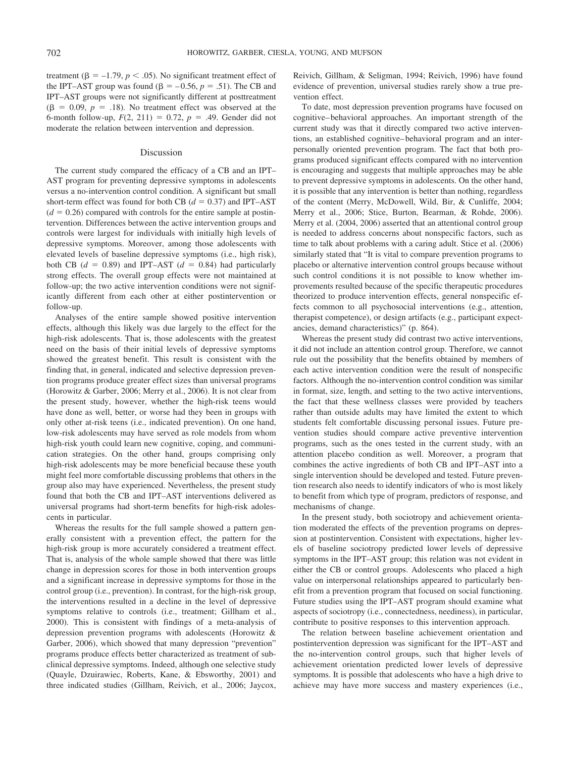treatment ($\beta = -1.79$, $p < .05$). No significant treatment effect of the IPT–AST group was found ($\beta = -0.56$, $p = .51$). The CB and IPT–AST groups were not significantly different at posttreatment ($\beta = 0.09$, $p = .18$). No treatment effect was observed at the 6-month follow-up, $F(2, 211) = 0.72$, $p = .49$. Gender did not moderate the relation between intervention and depression.

## Discussion

The current study compared the efficacy of a CB and an IPT–AST program for preventing depressive symptoms in adolescents versus a no-intervention control condition. A significant but small short-term effect was found for both CB ($d = 0.37$) and IPT–AST ($d = 0.26$) compared with controls for the entire sample at postintervention. Differences between the active intervention groups and controls were largest for individuals with initially high levels of depressive symptoms. Moreover, among those adolescents with elevated levels of baseline depressive symptoms (i.e., high risk), both CB ($d = 0.89$) and IPT–AST ($d = 0.84$) had particularly strong effects. The overall group effects were not maintained at follow-up; the two active intervention conditions were not significantly different from each other at either postintervention or follow-up.

Analyses of the entire sample showed positive intervention effects, although this likely was due largely to the effect for the high-risk adolescents. That is, those adolescents with the greatest need on the basis of their initial levels of depressive symptoms showed the greatest benefit. This result is consistent with the finding that, in general, indicated and selective depression prevention programs produce greater effect sizes than universal programs (Horowitz & Garber, 2006; Merry et al., 2006). It is not clear from the present study, however, whether the high-risk teens would have done as well, better, or worse had they been in groups with only other at-risk teens (i.e., indicated prevention). On one hand, low-risk adolescents may have served as role models from whom high-risk youth could learn new cognitive, coping, and communication strategies. On the other hand, groups comprising only high-risk adolescents may be more beneficial because these youth might feel more comfortable discussing problems that others in the group also may have experienced. Nevertheless, the present study found that both the CB and IPT–AST interventions delivered as universal programs had short-term benefits for high-risk adolescents in particular.

Whereas the results for the full sample showed a pattern generally consistent with a prevention effect, the pattern for the high-risk group is more accurately considered a treatment effect. That is, analysis of the whole sample showed that there was little change in depression scores for those in both intervention groups and a significant increase in depressive symptoms for those in the control group (i.e., prevention). In contrast, for the high-risk group, the interventions resulted in a decline in the level of depressive symptoms relative to controls (i.e., treatment; Gillham et al., 2000). This is consistent with findings of a meta-analysis of depression prevention programs with adolescents (Horowitz & Garber, 2006), which showed that many depression "prevention" programs produce effects better characterized as treatment of subclinical depressive symptoms. Indeed, although one selective study (Quayle, Dzuirawiec, Roberts, Kane, & Ebsworthy, 2001) and three indicated studies (Gillham, Reivich, et al., 2006; Jaycox, Reivich, Gillham, & Seligman, 1994; Reivich, 1996) have found evidence of prevention, universal studies rarely show a true prevention effect.

To date, most depression prevention programs have focused on cognitive–behavioral approaches. An important strength of the current study was that it directly compared two active interventions, an established cognitive–behavioral program and an interpersonally oriented prevention program. The fact that both programs produced significant effects compared with no intervention is encouraging and suggests that multiple approaches may be able to prevent depressive symptoms in adolescents. On the other hand, it is possible that any intervention is better than nothing, regardless of the content (Merry, McDowell, Wild, Bir, & Cunliffe, 2004; Merry et al., 2006; Stice, Burton, Bearman, & Rohde, 2006). Merry et al. (2004, 2006) asserted that an attentional control group is needed to address concerns about nonspecific factors, such as time to talk about problems with a caring adult. Stice et al. (2006) similarly stated that "It is vital to compare prevention programs to placebo or alternative intervention control groups because without such control conditions it is not possible to know whether improvements resulted because of the specific therapeutic procedures theorized to produce intervention effects, general nonspecific effects common to all psychosocial interventions (e.g., attention, therapist competence), or design artifacts (e.g., participant expectancies, demand characteristics)" (p. 864).

Whereas the present study did contrast two active interventions, it did not include an attention control group. Therefore, we cannot rule out the possibility that the benefits obtained by members of each active intervention condition were the result of nonspecific factors. Although the no-intervention control condition was similar in format, size, length, and setting to the two active interventions, the fact that these wellness classes were provided by teachers rather than outside adults may have limited the extent to which students felt comfortable discussing personal issues. Future prevention studies should compare active preventive intervention programs, such as the ones tested in the current study, with an attention placebo condition as well. Moreover, a program that combines the active ingredients of both CB and IPT–AST into a single intervention should be developed and tested. Future prevention research also needs to identify indicators of who is most likely to benefit from which type of program, predictors of response, and mechanisms of change.

In the present study, both sociotropy and achievement orientation moderated the effects of the prevention programs on depression at postintervention. Consistent with expectations, higher levels of baseline sociotropy predicted lower levels of depressive symptoms in the IPT–AST group; this relation was not evident in either the CB or control groups. Adolescents who placed a high value on interpersonal relationships appeared to particularly benefit from a prevention program that focused on social functioning. Future studies using the IPT–AST program should examine what aspects of sociotropy (i.e., connectedness, neediness), in particular, contribute to positive responses to this intervention approach.

The relation between baseline achievement orientation and postintervention depression was significant for the IPT–AST and the no-intervention control groups, such that higher levels of achievement orientation predicted lower levels of depressive symptoms. It is possible that adolescents who have a high drive to achieve may have more success and mastery experiences (i.e.,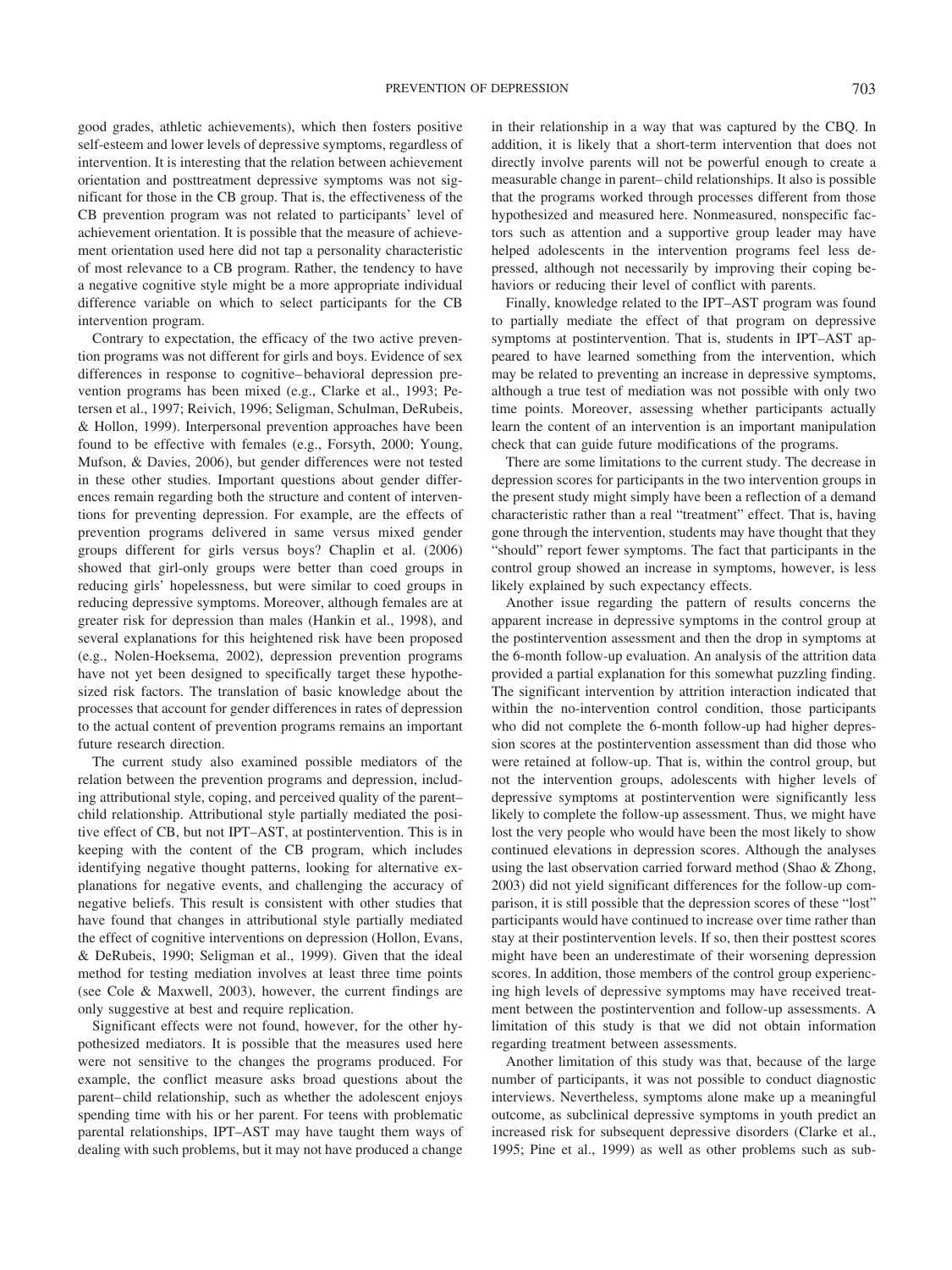good grades, athletic achievements), which then fosters positive self-esteem and lower levels of depressive symptoms, regardless of intervention. It is interesting that the relation between achievement orientation and posttreatment depressive symptoms was not significant for those in the CB group. That is, the effectiveness of the CB prevention program was not related to participants' level of achievement orientation. It is possible that the measure of achievement orientation used here did not tap a personality characteristic of most relevance to a CB program. Rather, the tendency to have a negative cognitive style might be a more appropriate individual difference variable on which to select participants for the CB intervention program.

Contrary to expectation, the efficacy of the two active prevention programs was not different for girls and boys. Evidence of sex differences in response to cognitive–behavioral depression prevention programs has been mixed (e.g., Clarke et al., 1993; Petersen et al., 1997; Reivich, 1996; Seligman, Schulman, DeRubeis, & Hollon, 1999). Interpersonal prevention approaches have been found to be effective with females (e.g., Forsyth, 2000; Young, Mufson, & Davies, 2006), but gender differences were not tested in these other studies. Important questions about gender differences remain regarding both the structure and content of interventions for preventing depression. For example, are the effects of prevention programs delivered in same versus mixed gender groups different for girls versus boys? Chaplin et al. (2006) showed that girl-only groups were better than coed groups in reducing girls' hopelessness, but were similar to coed groups in reducing depressive symptoms. Moreover, although females are at greater risk for depression than males (Hankin et al., 1998), and several explanations for this heightened risk have been proposed (e.g., Nolen-Hoeksema, 2002), depression prevention programs have not yet been designed to specifically target these hypothesized risk factors. The translation of basic knowledge about the processes that account for gender differences in rates of depression to the actual content of prevention programs remains an important future research direction.

The current study also examined possible mediators of the relation between the prevention programs and depression, including attributional style, coping, and perceived quality of the parent–child relationship. Attributional style partially mediated the positive effect of CB, but not IPT–AST, at postintervention. This is in keeping with the content of the CB program, which includes identifying negative thought patterns, looking for alternative explanations for negative events, and challenging the accuracy of negative beliefs. This result is consistent with other studies that have found that changes in attributional style partially mediated the effect of cognitive interventions on depression (Hollon, Evans, & DeRubeis, 1990; Seligman et al., 1999). Given that the ideal method for testing mediation involves at least three time points (see Cole & Maxwell, 2003), however, the current findings are only suggestive at best and require replication.

Significant effects were not found, however, for the other hypothesized mediators. It is possible that the measures used here were not sensitive to the changes the programs produced. For example, the conflict measure asks broad questions about the parent–child relationship, such as whether the adolescent enjoys spending time with his or her parent. For teens with problematic parental relationships, IPT–AST may have taught them ways of dealing with such problems, but it may not have produced a change in their relationship in a way that was captured by the CBQ. In addition, it is likely that a short-term intervention that does not directly involve parents will not be powerful enough to create a measurable change in parent–child relationships. It also is possible that the programs worked through processes different from those hypothesized and measured here. Nonmeasured, nonspecific factors such as attention and a supportive group leader may have helped adolescents in the intervention programs feel less depressed, although not necessarily by improving their coping behaviors or reducing their level of conflict with parents.

Finally, knowledge related to the IPT–AST program was found to partially mediate the effect of that program on depressive symptoms at postintervention. That is, students in IPT–AST appeared to have learned something from the intervention, which may be related to preventing an increase in depressive symptoms, although a true test of mediation was not possible with only two time points. Moreover, assessing whether participants actually learn the content of an intervention is an important manipulation check that can guide future modifications of the programs.

There are some limitations to the current study. The decrease in depression scores for participants in the two intervention groups in the present study might simply have been a reflection of a demand characteristic rather than a real "treatment" effect. That is, having gone through the intervention, students may have thought that they "should" report fewer symptoms. The fact that participants in the control group showed an increase in symptoms, however, is less likely explained by such expectancy effects.

Another issue regarding the pattern of results concerns the apparent increase in depressive symptoms in the control group at the postintervention assessment and then the drop in symptoms at the 6-month follow-up evaluation. An analysis of the attrition data provided a partial explanation for this somewhat puzzling finding. The significant intervention by attrition interaction indicated that within the no-intervention control condition, those participants who did not complete the 6-month follow-up had higher depression scores at the postintervention assessment than did those who were retained at follow-up. That is, within the control group, but not the intervention groups, adolescents with higher levels of depressive symptoms at postintervention were significantly less likely to complete the follow-up assessment. Thus, we might have lost the very people who would have been the most likely to show continued elevations in depression scores. Although the analyses using the last observation carried forward method (Shao & Zhong, 2003) did not yield significant differences for the follow-up comparison, it is still possible that the depression scores of these "lost" participants would have continued to increase over time rather than stay at their postintervention levels. If so, then their posttest scores might have been an underestimate of their worsening depression scores. In addition, those members of the control group experiencing high levels of depressive symptoms may have received treatment between the postintervention and follow-up assessments. A limitation of this study is that we did not obtain information regarding treatment between assessments.

Another limitation of this study was that, because of the large number of participants, it was not possible to conduct diagnostic interviews. Nevertheless, symptoms alone make up a meaningful outcome, as subclinical depressive symptoms in youth predict an increased risk for subsequent depressive disorders (Clarke et al., 1995; Pine et al., 1999) as well as other problems such as sub-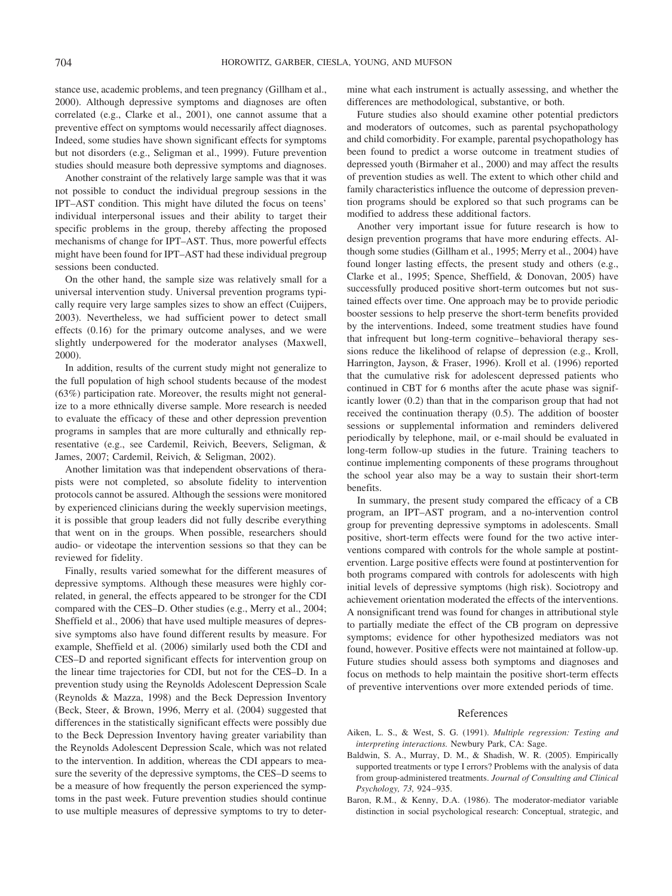stance use, academic problems, and teen pregnancy (Gillham et al., 2000). Although depressive symptoms and diagnoses are often correlated (e.g., Clarke et al., 2001), one cannot assume that a preventive effect on symptoms would necessarily affect diagnoses. Indeed, some studies have shown significant effects for symptoms but not disorders (e.g., Seligman et al., 1999). Future prevention studies should measure both depressive symptoms and diagnoses.

Another constraint of the relatively large sample was that it was not possible to conduct the individual pregroup sessions in the IPT–AST condition. This might have diluted the focus on teens' individual interpersonal issues and their ability to target their specific problems in the group, thereby affecting the proposed mechanisms of change for IPT–AST. Thus, more powerful effects might have been found for IPT–AST had these individual pregroup sessions been conducted.

On the other hand, the sample size was relatively small for a universal intervention study. Universal prevention programs typically require very large samples sizes to show an effect (Cuijpers, 2003). Nevertheless, we had sufficient power to detect small effects (0.16) for the primary outcome analyses, and we were slightly underpowered for the moderator analyses (Maxwell, 2000).

In addition, results of the current study might not generalize to the full population of high school students because of the modest (63%) participation rate. Moreover, the results might not generalize to a more ethnically diverse sample. More research is needed to evaluate the efficacy of these and other depression prevention programs in samples that are more culturally and ethnically representative (e.g., see Cardemil, Reivich, Beevers, Seligman, & James, 2007; Cardemil, Reivich, & Seligman, 2002).

Another limitation was that independent observations of therapists were not completed, so absolute fidelity to intervention protocols cannot be assured. Although the sessions were monitored by experienced clinicians during the weekly supervision meetings, it is possible that group leaders did not fully describe everything that went on in the groups. When possible, researchers should audio- or videotape the intervention sessions so that they can be reviewed for fidelity.

Finally, results varied somewhat for the different measures of depressive symptoms. Although these measures were highly correlated, in general, the effects appeared to be stronger for the CDI compared with the CES–D. Other studies (e.g., Merry et al., 2004; Sheffield et al., 2006) that have used multiple measures of depressive symptoms also have found different results by measure. For example, Sheffield et al. (2006) similarly used both the CDI and CES–D and reported significant effects for intervention group on the linear time trajectories for CDI, but not for the CES–D. In a prevention study using the Reynolds Adolescent Depression Scale (Reynolds & Mazza, 1998) and the Beck Depression Inventory (Beck, Steer, & Brown, 1996, Merry et al. (2004) suggested that differences in the statistically significant effects were possibly due to the Beck Depression Inventory having greater variability than the Reynolds Adolescent Depression Scale, which was not related to the intervention. In addition, whereas the CDI appears to measure the severity of the depressive symptoms, the CES–D seems to be a measure of how frequently the person experienced the symptoms in the past week. Future prevention studies should continue to use multiple measures of depressive symptoms to try to determine what each instrument is actually assessing, and whether the differences are methodological, substantive, or both.

Future studies also should examine other potential predictors and moderators of outcomes, such as parental psychopathology and child comorbidity. For example, parental psychopathology has been found to predict a worse outcome in treatment studies of depressed youth (Birmaher et al., 2000) and may affect the results of prevention studies as well. The extent to which other child and family characteristics influence the outcome of depression prevention programs should be explored so that such programs can be modified to address these additional factors.

Another very important issue for future research is how to design prevention programs that have more enduring effects. Although some studies (Gillham et al., 1995; Merry et al., 2004) have found longer lasting effects, the present study and others (e.g., Clarke et al., 1995; Spence, Sheffield, & Donovan, 2005) have successfully produced positive short-term outcomes but not sustained effects over time. One approach may be to provide periodic booster sessions to help preserve the short-term benefits provided by the interventions. Indeed, some treatment studies have found that infrequent but long-term cognitive–behavioral therapy sessions reduce the likelihood of relapse of depression (e.g., Kroll, Harrington, Jayson, & Fraser, 1996). Kroll et al. (1996) reported that the cumulative risk for adolescent depressed patients who continued in CBT for 6 months after the acute phase was significantly lower (0.2) than that in the comparison group that had not received the continuation therapy (0.5). The addition of booster sessions or supplemental information and reminders delivered periodically by telephone, mail, or e-mail should be evaluated in long-term follow-up studies in the future. Training teachers to continue implementing components of these programs throughout the school year also may be a way to sustain their short-term benefits.

In summary, the present study compared the efficacy of a CB program, an IPT–AST program, and a no-intervention control group for preventing depressive symptoms in adolescents. Small positive, short-term effects were found for the two active interventions compared with controls for the whole sample at postintervention. Large positive effects were found at postintervention for both programs compared with controls for adolescents with high initial levels of depressive symptoms (high risk). Sociotropy and achievement orientation moderated the effects of the interventions. A nonsignificant trend was found for changes in attributional style to partially mediate the effect of the CB program on depressive symptoms; evidence for other hypothesized mediators was not found, however. Positive effects were not maintained at follow-up. Future studies should assess both symptoms and diagnoses and focus on methods to help maintain the positive short-term effects of preventive interventions over more extended periods of time.

## References

Aiken, L. S., & West, S. G. (1991). *Multiple regression: Testing and interpreting interactions.* Newbury Park, CA: Sage.

Baldwin, S. A., Murray, D. M., & Shadish, W. R. (2005). Empirically supported treatments or type I errors? Problems with the analysis of data from group-administered treatments. *Journal of Consulting and Clinical Psychology, 73,* 924–935.

Baron, R.M., & Kenny, D.A. (1986). The moderator-mediator variable distinction in social psychological research: Conceptual, strategic, and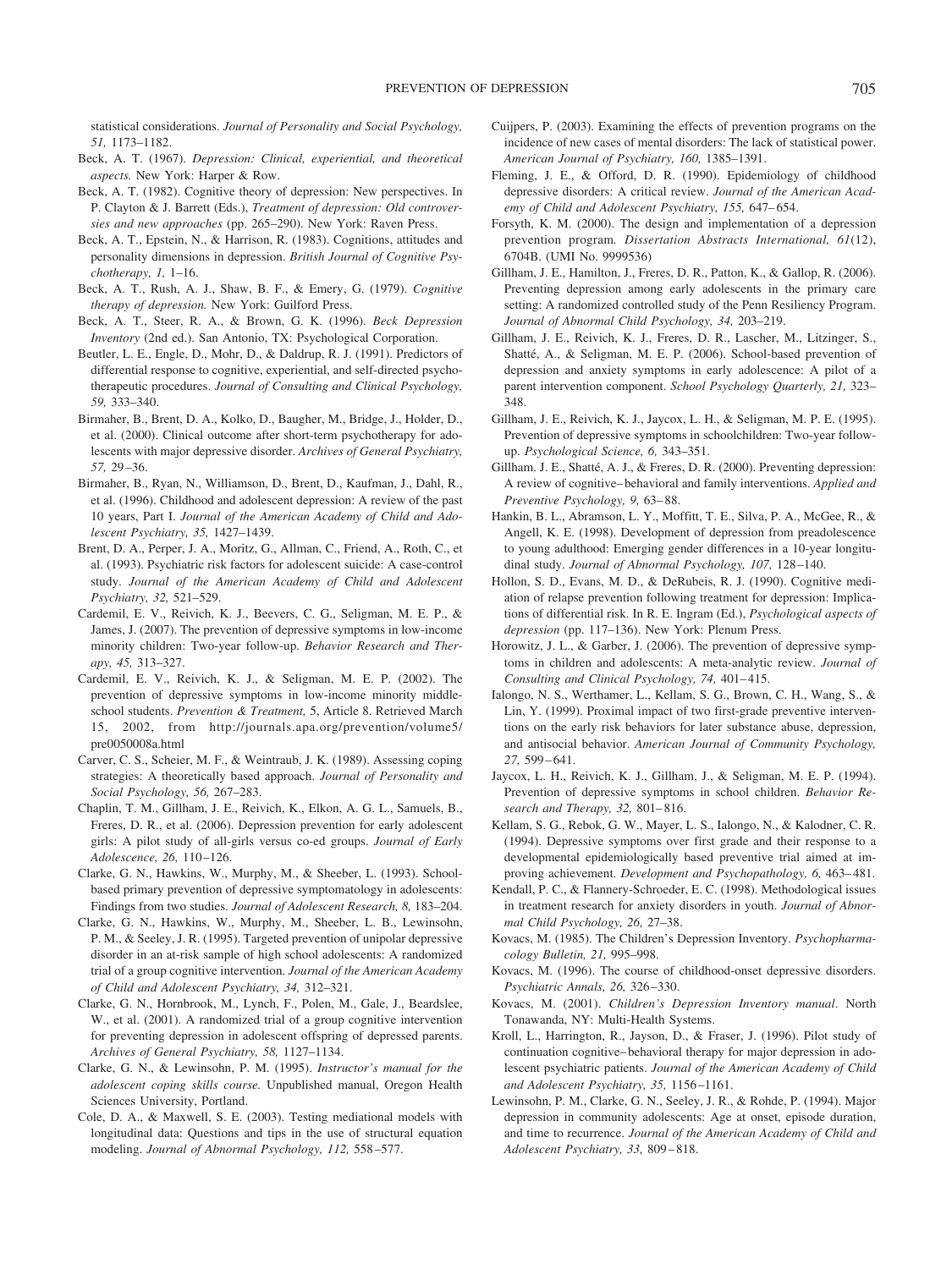statistical considerations. *Journal of Personality and Social Psychology, 51,* 1173–1182.

Beck, A. T. (1967). *Depression: Clinical, experiential, and theoretical aspects.* New York: Harper & Row.

Beck, A. T. (1982). Cognitive theory of depression: New perspectives. In P. Clayton & J. Barrett (Eds.), *Treatment of depression: Old controversies and new approaches* (pp. 265–290). New York: Raven Press.

Beck, A. T., Epstein, N., & Harrison, R. (1983). Cognitions, attitudes and personality dimensions in depression. *British Journal of Cognitive Psychotherapy, 1,* 1–16.

Beck, A. T., Rush, A. J., Shaw, B. F., & Emery, G. (1979). *Cognitive therapy of depression.* New York: Guilford Press.

Beck, A. T., Steer, R. A., & Brown, G. K. (1996). *Beck Depression Inventory* (2nd ed.). San Antonio, TX: Psychological Corporation.

Beutler, L. E., Engle, D., Mohr, D., & Daldrup, R. J. (1991). Predictors of differential response to cognitive, experiential, and self-directed psychotherapeutic procedures. *Journal of Consulting and Clinical Psychology, 59,* 333–340.

Birmaher, B., Brent, D. A., Kolko, D., Baugher, M., Bridge, J., Holder, D., et al. (2000). Clinical outcome after short-term psychotherapy for adolescents with major depressive disorder. *Archives of General Psychiatry, 57,* 29–36.

Birmaher, B., Ryan, N., Williamson, D., Brent, D., Kaufman, J., Dahl, R., et al. (1996). Childhood and adolescent depression: A review of the past 10 years, Part I. *Journal of the American Academy of Child and Adolescent Psychiatry, 35,* 1427–1439.

Brent, D. A., Perper, J. A., Moritz, G., Allman, C., Friend, A., Roth, C., et al. (1993). Psychiatric risk factors for adolescent suicide: A case-control study. *Journal of the American Academy of Child and Adolescent Psychiatry, 32,* 521–529.

Cardemil, E. V., Reivich, K. J., Beevers, C. G., Seligman, M. E. P., & James, J. (2007). The prevention of depressive symptoms in low-income minority children: Two-year follow-up. *Behavior Research and Therapy, 45,* 313–327.

Cardemil, E. V., Reivich, K. J., & Seligman, M. E. P. (2002). The prevention of depressive symptoms in low-income minority middle-school students. *Prevention & Treatment,* 5, Article 8. Retrieved March 15, 2002, from http://journals.apa.org/prevention/volume5/pre0050008a.html

Carver, C. S., Scheier, M. F., & Weintraub, J. K. (1989). Assessing coping strategies: A theoretically based approach. *Journal of Personality and Social Psychology, 56,* 267–283.

Chaplin, T. M., Gillham, J. E., Reivich, K., Elkon, A. G. L., Samuels, B., Freres, D. R., et al. (2006). Depression prevention for early adolescent girls: A pilot study of all-girls versus co-ed groups. *Journal of Early Adolescence, 26,* 110–126.

Clarke, G. N., Hawkins, W., Murphy, M., & Sheeber, L. (1993). School-based primary prevention of depressive symptomatology in adolescents: Findings from two studies. *Journal of Adolescent Research, 8,* 183–204.

Clarke, G. N., Hawkins, W., Murphy, M., Sheeber, L. B., Lewinsohn, P. M., & Seeley, J. R. (1995). Targeted prevention of unipolar depressive disorder in an at-risk sample of high school adolescents: A randomized trial of a group cognitive intervention. *Journal of the American Academy of Child and Adolescent Psychiatry, 34,* 312–321.

Clarke, G. N., Hornbrook, M., Lynch, F., Polen, M., Gale, J., Beardslee, W., et al. (2001). A randomized trial of a group cognitive intervention for preventing depression in adolescent offspring of depressed parents. *Archives of General Psychiatry, 58,* 1127–1134.

Clarke, G. N., & Lewinsohn, P. M. (1995). *Instructor's manual for the adolescent coping skills course.* Unpublished manual, Oregon Health Sciences University, Portland.

Cole, D. A., & Maxwell, S. E. (2003). Testing mediational models with longitudinal data: Questions and tips in the use of structural equation modeling. *Journal of Abnormal Psychology, 112,* 558–577.

Cuijpers, P. (2003). Examining the effects of prevention programs on the incidence of new cases of mental disorders: The lack of statistical power. *American Journal of Psychiatry, 160,* 1385–1391.

Fleming, J. E., & Offord, D. R. (1990). Epidemiology of childhood depressive disorders: A critical review. *Journal of the American Academy of Child and Adolescent Psychiatry, 155,* 647–654.

Forsyth, K. M. (2000). The design and implementation of a depression prevention program. *Dissertation Abstracts International, 61*(12), 6704B. (UMI No. 9999536)

Gillham, J. E., Hamilton, J., Freres, D. R., Patton, K., & Gallop, R. (2006). Preventing depression among early adolescents in the primary care setting: A randomized controlled study of the Penn Resiliency Program. *Journal of Abnormal Child Psychology, 34,* 203–219.

Gillham, J. E., Reivich, K. J., Freres, D. R., Lascher, M., Litzinger, S., Shatté, A., & Seligman, M. E. P. (2006). School-based prevention of depression and anxiety symptoms in early adolescence: A pilot of a parent intervention component. *School Psychology Quarterly, 21,* 323–348.

Gillham, J. E., Reivich, K. J., Jaycox, L. H., & Seligman, M. P. E. (1995). Prevention of depressive symptoms in schoolchildren: Two-year follow-up. *Psychological Science, 6,* 343–351.

Gillham. J. E., Shatté, A. J., & Freres, D. R. (2000). Preventing depression: A review of cognitive–behavioral and family interventions. *Applied and Preventive Psychology, 9,* 63–88.

Hankin, B. L., Abramson, L. Y., Moffitt, T. E., Silva, P. A., McGee, R., & Angell, K. E. (1998). Development of depression from preadolescence to young adulthood: Emerging gender differences in a 10-year longitudinal study. *Journal of Abnormal Psychology, 107,* 128–140.

Hollon, S. D., Evans, M. D., & DeRubeis, R. J. (1990). Cognitive mediation of relapse prevention following treatment for depression: Implications of differential risk. In R. E. Ingram (Ed.), *Psychological aspects of depression* (pp. 117–136). New York: Plenum Press.

Horowitz, J. L., & Garber, J. (2006). The prevention of depressive symptoms in children and adolescents: A meta-analytic review. *Journal of Consulting and Clinical Psychology, 74,* 401–415.

Ialongo, N. S., Werthamer, L., Kellam, S. G., Brown, C. H., Wang, S., & Lin, Y. (1999). Proximal impact of two first-grade preventive interventions on the early risk behaviors for later substance abuse, depression, and antisocial behavior. *American Journal of Community Psychology, 27,* 599–641.

Jaycox, L. H., Reivich, K. J., Gillham, J., & Seligman, M. E. P. (1994). Prevention of depressive symptoms in school children. *Behavior Research and Therapy, 32,* 801–816.

Kellam, S. G., Rebok, G. W., Mayer, L. S., Ialongo, N., & Kalodner, C. R. (1994). Depressive symptoms over first grade and their response to a developmental epidemiologically based preventive trial aimed at improving achievement. *Development and Psychopathology, 6,* 463–481.

Kendall, P. C., & Flannery-Schroeder, E. C. (1998). Methodological issues in treatment research for anxiety disorders in youth. *Journal of Abnormal Child Psychology, 26,* 27–38.

Kovacs, M. (1985). The Children's Depression Inventory. *Psychopharmacology Bulletin, 21,* 995–998.

Kovacs, M. (1996). The course of childhood-onset depressive disorders. *Psychiatric Annals, 26,* 326–330.

Kovacs, M. (2001). *Children's Depression Inventory manual*. North Tonawanda, NY: Multi-Health Systems.

Kroll, L., Harrington, R., Jayson, D., & Fraser, J. (1996). Pilot study of continuation cognitive–behavioral therapy for major depression in adolescent psychiatric patients. *Journal of the American Academy of Child and Adolescent Psychiatry, 35,* 1156–1161.

Lewinsohn, P. M., Clarke, G. N., Seeley, J. R., & Rohde, P. (1994). Major depression in community adolescents: Age at onset, episode duration, and time to recurrence. *Journal of the American Academy of Child and Adolescent Psychiatry, 33,* 809–818.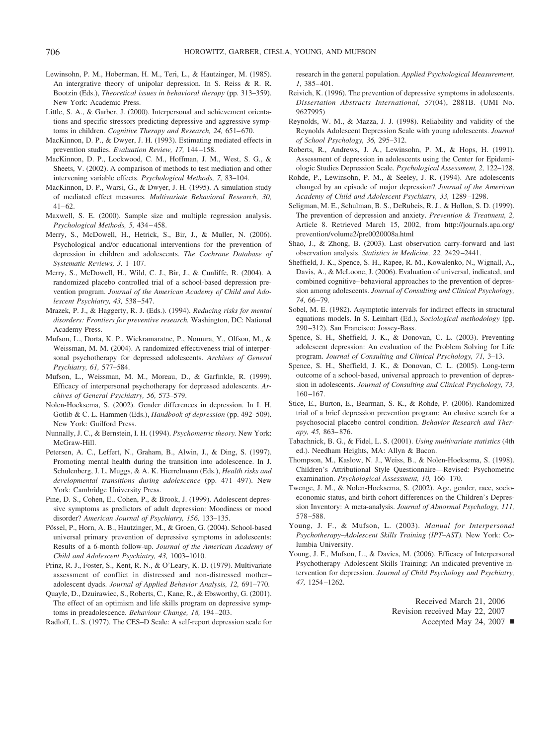Lewinsohn, P. M., Hoberman, H. M., Teri, L., & Hautzinger, M. (1985). An intergrative theory of unipolar depression. In S. Reiss & R. R. Bootzin (Eds.), *Theoretical issues in behavioral therapy* (pp. 313–359). New York: Academic Press.

Little, S. A., & Garber, J. (2000). Interpersonal and achievement orientations and specific stressors predicting depressive and aggressive symptoms in children. *Cognitive Therapy and Research, 24,* 651–670.

MacKinnon, D. P., & Dwyer, J. H. (1993). Estimating mediated effects in prevention studies. *Evaluation Review, 17,* 144–158.

MacKinnon, D. P., Lockwood, C. M., Hoffman, J. M., West, S. G., & Sheets, V. (2002). A comparison of methods to test mediation and other intervening variable effects. *Psychological Methods, 7,* 83–104.

MacKinnon, D. P., Warsi, G., & Dwyer, J. H. (1995). A simulation study of mediated effect measures. *Multivariate Behavioral Research, 30,* 41–62.

Maxwell, S. E. (2000). Sample size and multiple regression analysis. *Psychological Methods, 5,* 434–458.

Merry, S., McDowell, H., Hetrick, S., Bir, J., & Muller, N. (2006). Psychological and/or educational interventions for the prevention of depression in children and adolescents. *The Cochrane Database of Systematic Reviews, 3,* 1–107.

Merry, S., McDowell, H., Wild, C. J., Bir, J., & Cunliffe, R. (2004). A randomized placebo controlled trial of a school-based depression prevention program. *Journal of the American Academy of Child and Adolescent Psychiatry, 43,* 538–547.

Mrazek, P. J., & Haggerty, R. J. (Eds.). (1994). *Reducing risks for mental disorders: Frontiers for preventive research.* Washington, DC: National Academy Press.

Mufson, L., Dorta, K. P., Wickramaratne, P., Nomura, Y., Olfson, M., & Weissman, M. M. (2004). A randomized effectiveness trial of interpersonal psychotherapy for depressed adolescents. *Archives of General Psychiatry, 61,* 577–584.

Mufson, L., Weissman, M. M., Moreau, D., & Garfinkle, R. (1999). Efficacy of interpersonal psychotherapy for depressed adolescents. *Archives of General Psychiatry, 56,* 573–579.

Nolen-Hoeksema, S. (2002). Gender differences in depression. In I. H. Gotlib & C. L. Hammen (Eds.), *Handbook of depression* (pp. 492–509). New York: Guilford Press.

Nunnally, J. C., & Bernstein, I. H. (1994). *Psychometric theory.* New York: McGraw-Hill.

Petersen, A. C., Leffert, N., Graham, B., Alwin, J., & Ding, S. (1997). Promoting mental health during the transition into adolescence. In J. Schulenberg, J. L. Muggs, & A. K. Hierrelmann (Eds.), *Health risks and developmental transitions during adolescence* (pp. 471–497). New York: Cambridge University Press.

Pine, D. S., Cohen, E., Cohen, P., & Brook, J. (1999). Adolescent depressive symptoms as predictors of adult depression: Moodiness or mood disorder? *American Journal of Psychiatry, 156,* 133–135.

Pössel, P., Horn, A. B., Hautzinger, M., & Groen, G. (2004). School-based universal primary prevention of depressive symptoms in adolescents: Results of a 6-month follow-up. *Journal of the American Academy of Child and Adolescent Psychiatry, 43,* 1003–1010.

Prinz, R. J., Foster, S., Kent, R. N., & O'Leary, K. D. (1979). Multivariate assessment of conflict in distressed and non-distressed mother–adolescent dyads. *Journal of Applied Behavior Analysis, 12,* 691–770.

Quayle, D., Dzuirawiec, S., Roberts, C., Kane, R., & Ebsworthy, G. (2001). The effect of an optimism and life skills program on depressive symptoms in preadolescence. *Behaviour Change, 18,* 194–203.

Radloff, L. S. (1977). The CES–D Scale: A self-report depression scale for research in the general population. *Applied Psychological Measurement, 1,* 385–401.

Reivich, K. (1996). The prevention of depressive symptoms in adolescents. *Dissertation Abstracts International, 57*(04), 2881B. (UMI No. 9627995)

Reynolds, W. M., & Mazza, J. J. (1998). Reliability and validity of the Reynolds Adolescent Depression Scale with young adolescents. *Journal of School Psychology, 36,* 295–312.

Roberts, R., Andrews, J. A., Lewinsohn, P. M., & Hops, H. (1991). Assessment of depression in adolescents using the Center for Epidemiologic Studies Depression Scale. *Psychological Assessment, 2,* 122–128.

Rohde, P., Lewinsohn, P. M., & Seeley, J. R. (1994). Are adolescents changed by an episode of major depression? *Journal of the American Academy of Child and Adolescent Psychiatry, 33,* 1289–1298.

Seligman, M. E., Schulman, B. S., DeRubeis, R. J., & Hollon, S. D. (1999). The prevention of depression and anxiety. *Prevention & Treatment, 2,* Article 8. Retrieved March 15, 2002, from http://journals.apa.org/prevention/volume2/pre0020008a.html

Shao, J., & Zhong, B. (2003). Last observation carry-forward and last observation analysis. *Statistics in Medicine, 22,* 2429–2441.

Sheffield, J. K., Spence, S. H., Rapee, R. M., Kowalenko, N., Wignall, A., Davis, A., & McLoone, J. (2006). Evaluation of universal, indicated, and combined cognitive–behavioral approaches to the prevention of depression among adolescents. *Journal of Consulting and Clinical Psychology, 74,* 66–79.

Sobel, M. E. (1982). Asymptotic intervals for indirect effects in structural equations models. In S. Leinhart (Ed.), *Sociological methodology* (pp. 290–312). San Francisco: Jossey-Bass.

Spence, S. H., Sheffield, J. K., & Donovan, C. L. (2003). Preventing adolescent depression: An evaluation of the Problem Solving for Life program. *Journal of Consulting and Clinical Psychology, 71,* 3–13.

Spence, S. H., Sheffield, J. K., & Donovan, C. L. (2005). Long-term outcome of a school-based, universal approach to prevention of depression in adolescents. *Journal of Consulting and Clinical Psychology, 73,* 160–167.

Stice, E., Burton, E., Bearman, S. K., & Rohde, P. (2006). Randomized trial of a brief depression prevention program: An elusive search for a psychosocial placebo control condition. *Behavior Research and Therapy, 45,* 863–876.

Tabachnick, B. G., & Fidel, L. S. (2001). *Using multivariate statistics* (4th ed.). Needham Heights, MA: Allyn & Bacon.

Thompson, M., Kaslow, N. J., Weiss, B., & Nolen-Hoeksema, S. (1998). Children's Attributional Style Questionnaire—Revised: Psychometric examination. *Psychological Assessment, 10,* 166–170.

Twenge, J. M., & Nolen-Hoeksema, S. (2002). Age, gender, race, socioeconomic status, and birth cohort differences on the Children's Depression Inventory: A meta-analysis. *Journal of Abnormal Psychology, 111,* 578–588.

Young, J. F., & Mufson, L. (2003). *Manual for Interpersonal Psychotherapy–Adolescent Skills Training (IPT–AST).* New York: Columbia University.

Young, J. F., Mufson, L., & Davies, M. (2006). Efficacy of Interpersonal Psychotherapy–Adolescent Skills Training: An indicated preventive intervention for depression. *Journal of Child Psychology and Psychiatry, 47,* 1254–1262.

Received March 21, 2006
Revision received May 22, 2007
Accepted May 24, 2007 ■